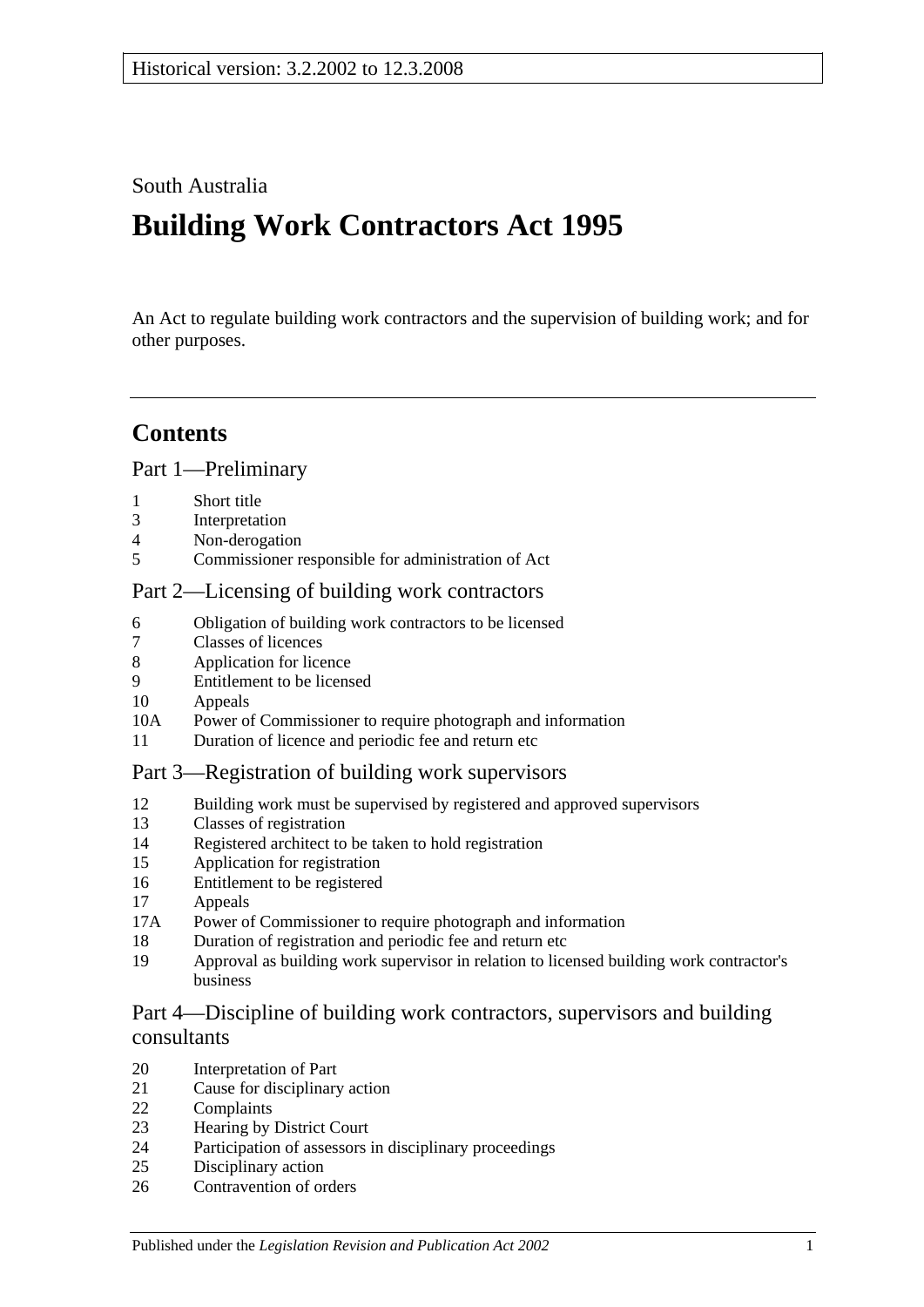Historical version: 3.2.2002 to 12.3.2008

South Australia

# Building Work Contractors Act 1995

An Act to regulate building work contractors and the supervision of building work; and for other purposes.

---

## Contents

### Part 1—Preliminary

1 Short title
3 Interpretation
4 Non-derogation
5 Commissioner responsible for administration of Act

### Part 2—Licensing of building work contractors

6 Obligation of building work contractors to be licensed
7 Classes of licences
8 Application for licence
9 Entitlement to be licensed
10 Appeals
10A Power of Commissioner to require photograph and information
11 Duration of licence and periodic fee and return etc

### Part 3—Registration of building work supervisors

12 Building work must be supervised by registered and approved supervisors
13 Classes of registration
14 Registered architect to be taken to hold registration
15 Application for registration
16 Entitlement to be registered
17 Appeals
17A Power of Commissioner to require photograph and information
18 Duration of registration and periodic fee and return etc
19 Approval as building work supervisor in relation to licensed building work contractor's business

### Part 4—Discipline of building work contractors, supervisors and building consultants

20 Interpretation of Part
21 Cause for disciplinary action
22 Complaints
23 Hearing by District Court
24 Participation of assessors in disciplinary proceedings
25 Disciplinary action
26 Contravention of orders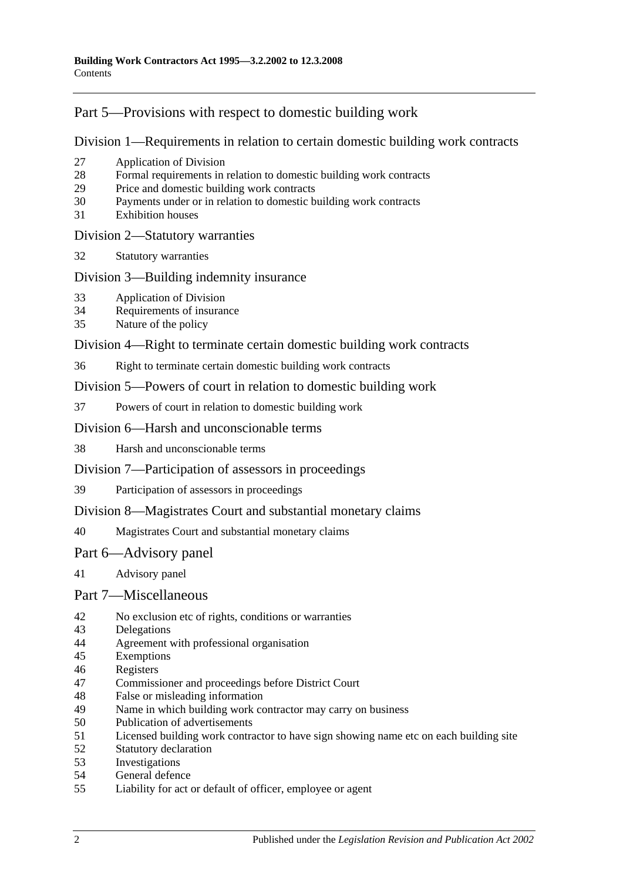## Part 5—Provisions with respect to domestic building work

### Division 1—Requirements in relation to certain domestic building work contracts

27 Application of Division
28 Formal requirements in relation to domestic building work contracts
29 Price and domestic building work contracts
30 Payments under or in relation to domestic building work contracts
31 Exhibition houses

### Division 2—Statutory warranties

32 Statutory warranties

### Division 3—Building indemnity insurance

33 Application of Division
34 Requirements of insurance
35 Nature of the policy

### Division 4—Right to terminate certain domestic building work contracts

36 Right to terminate certain domestic building work contracts

### Division 5—Powers of court in relation to domestic building work

37 Powers of court in relation to domestic building work

### Division 6—Harsh and unconscionable terms

38 Harsh and unconscionable terms

### Division 7—Participation of assessors in proceedings

39 Participation of assessors in proceedings

### Division 8—Magistrates Court and substantial monetary claims

40 Magistrates Court and substantial monetary claims

## Part 6—Advisory panel

41 Advisory panel

## Part 7—Miscellaneous

42 No exclusion etc of rights, conditions or warranties
43 Delegations
44 Agreement with professional organisation
45 Exemptions
46 Registers
47 Commissioner and proceedings before District Court
48 False or misleading information
49 Name in which building work contractor may carry on business
50 Publication of advertisements
51 Licensed building work contractor to have sign showing name etc on each building site
52 Statutory declaration
53 Investigations
54 General defence
55 Liability for act or default of officer, employee or agent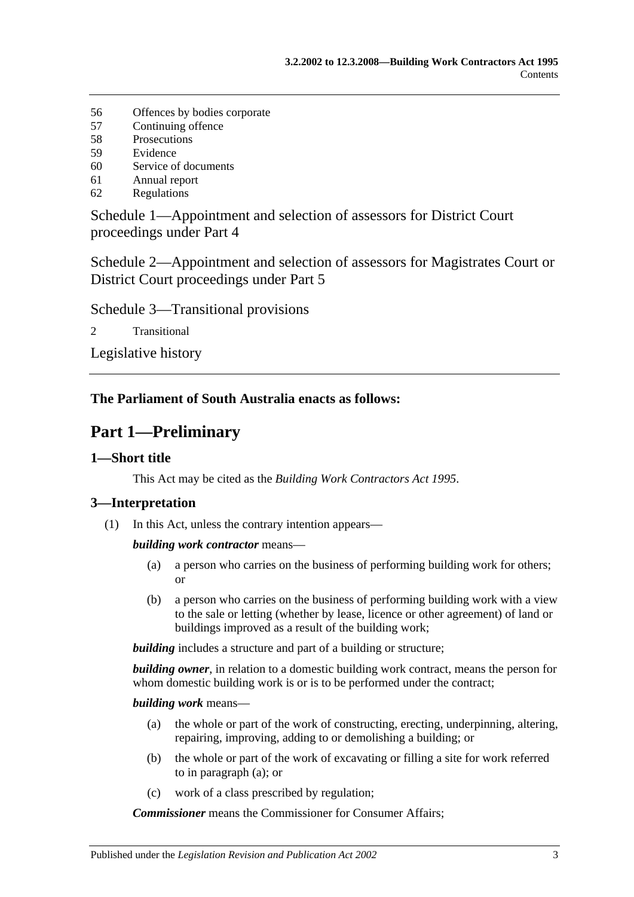56 Offences by bodies corporate
57 Continuing offence
58 Prosecutions
59 Evidence
60 Service of documents
61 Annual report
62 Regulations

Schedule 1—Appointment and selection of assessors for District Court proceedings under Part 4

Schedule 2—Appointment and selection of assessors for Magistrates Court or District Court proceedings under Part 5

Schedule 3—Transitional provisions

2 Transitional

Legislative history

**The Parliament of South Australia enacts as follows:**

# Part 1—Preliminary

## 1—Short title

This Act may be cited as the *Building Work Contractors Act 1995*.

## 3—Interpretation

(1) In this Act, unless the contrary intention appears—

***building work contractor*** means—

(a) a person who carries on the business of performing building work for others; or

(b) a person who carries on the business of performing building work with a view to the sale or letting (whether by lease, licence or other agreement) of land or buildings improved as a result of the building work;

***building*** includes a structure and part of a building or structure;

***building owner***, in relation to a domestic building work contract, means the person for whom domestic building work is or is to be performed under the contract;

***building work*** means—

(a) the whole or part of the work of constructing, erecting, underpinning, altering, repairing, improving, adding to or demolishing a building; or

(b) the whole or part of the work of excavating or filling a site for work referred to in paragraph (a); or

(c) work of a class prescribed by regulation;

***Commissioner*** means the Commissioner for Consumer Affairs;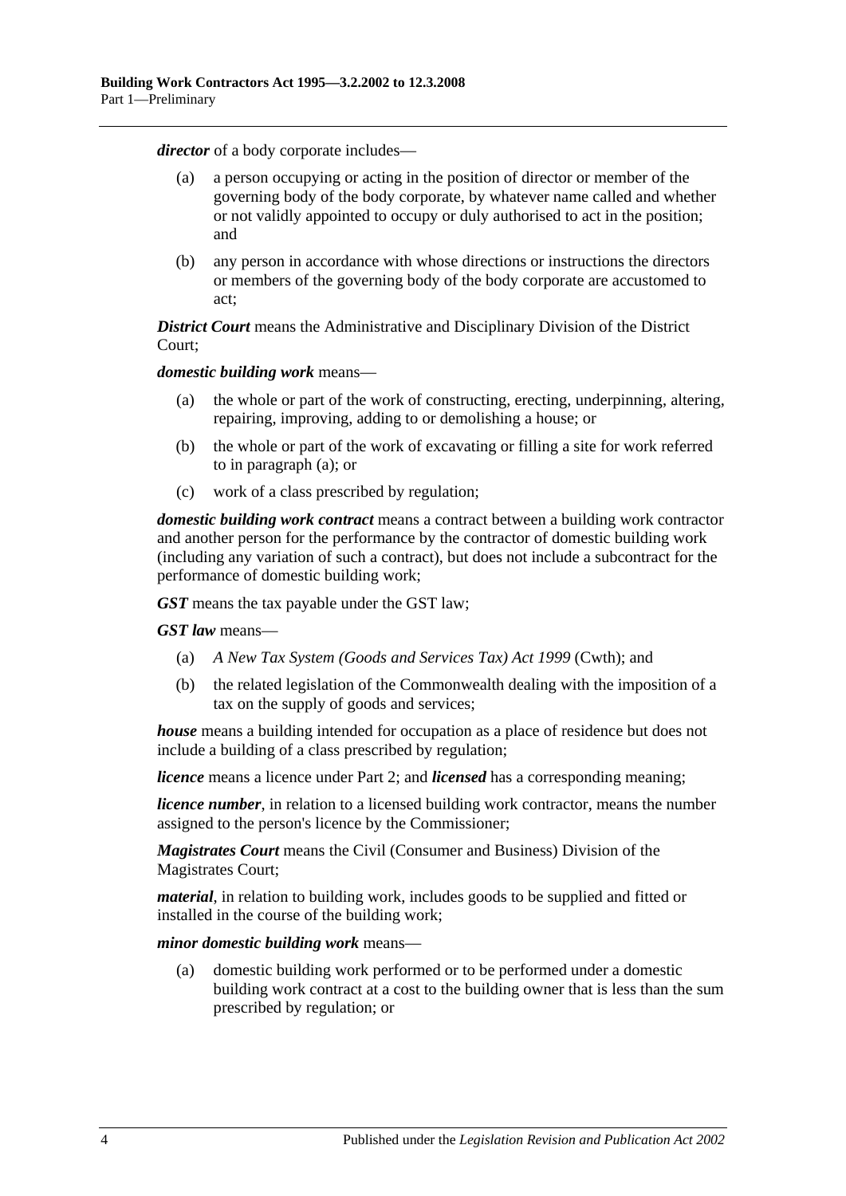***director*** of a body corporate includes—

(a) a person occupying or acting in the position of director or member of the governing body of the body corporate, by whatever name called and whether or not validly appointed to occupy or duly authorised to act in the position; and

(b) any person in accordance with whose directions or instructions the directors or members of the governing body of the body corporate are accustomed to act;

***District Court*** means the Administrative and Disciplinary Division of the District Court;

***domestic building work*** means—

(a) the whole or part of the work of constructing, erecting, underpinning, altering, repairing, improving, adding to or demolishing a house; or

(b) the whole or part of the work of excavating or filling a site for work referred to in paragraph (a); or

(c) work of a class prescribed by regulation;

***domestic building work contract*** means a contract between a building work contractor and another person for the performance by the contractor of domestic building work (including any variation of such a contract), but does not include a subcontract for the performance of domestic building work;

***GST*** means the tax payable under the GST law;

***GST law*** means—

(a) *A New Tax System (Goods and Services Tax) Act 1999* (Cwth); and

(b) the related legislation of the Commonwealth dealing with the imposition of a tax on the supply of goods and services;

***house*** means a building intended for occupation as a place of residence but does not include a building of a class prescribed by regulation;

***licence*** means a licence under Part 2; and ***licensed*** has a corresponding meaning;

***licence number***, in relation to a licensed building work contractor, means the number assigned to the person's licence by the Commissioner;

***Magistrates Court*** means the Civil (Consumer and Business) Division of the Magistrates Court;

***material***, in relation to building work, includes goods to be supplied and fitted or installed in the course of the building work;

***minor domestic building work*** means—

(a) domestic building work performed or to be performed under a domestic building work contract at a cost to the building owner that is less than the sum prescribed by regulation; or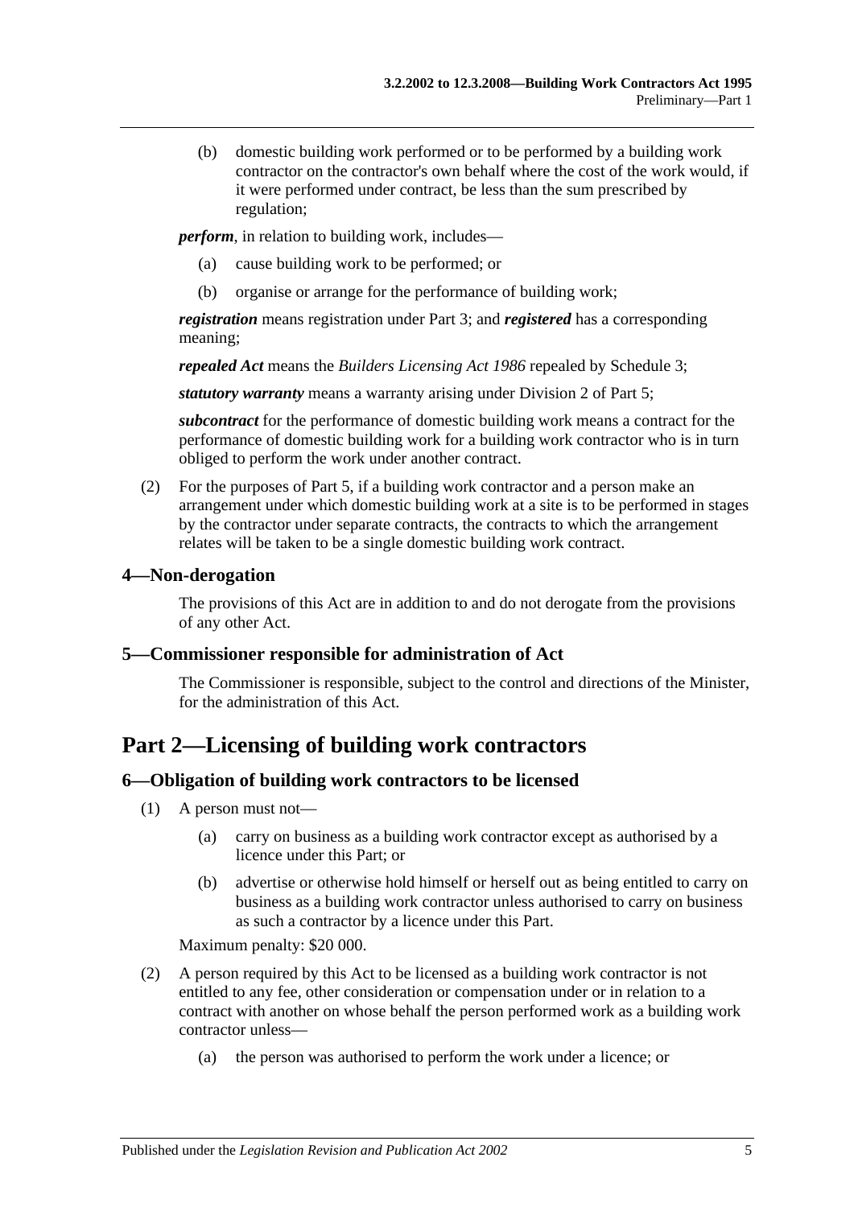(b) domestic building work performed or to be performed by a building work contractor on the contractor's own behalf where the cost of the work would, if it were performed under contract, be less than the sum prescribed by regulation;

***perform***, in relation to building work, includes—

(a) cause building work to be performed; or

(b) organise or arrange for the performance of building work;

***registration*** means registration under Part 3; and ***registered*** has a corresponding meaning;

***repealed Act*** means the *Builders Licensing Act 1986* repealed by Schedule 3;

***statutory warranty*** means a warranty arising under Division 2 of Part 5;

***subcontract*** for the performance of domestic building work means a contract for the performance of domestic building work for a building work contractor who is in turn obliged to perform the work under another contract.

(2) For the purposes of Part 5, if a building work contractor and a person make an arrangement under which domestic building work at a site is to be performed in stages by the contractor under separate contracts, the contracts to which the arrangement relates will be taken to be a single domestic building work contract.

### 4—Non-derogation

The provisions of this Act are in addition to and do not derogate from the provisions of any other Act.

### 5—Commissioner responsible for administration of Act

The Commissioner is responsible, subject to the control and directions of the Minister, for the administration of this Act.

## Part 2—Licensing of building work contractors

### 6—Obligation of building work contractors to be licensed

(1) A person must not—

(a) carry on business as a building work contractor except as authorised by a licence under this Part; or

(b) advertise or otherwise hold himself or herself out as being entitled to carry on business as a building work contractor unless authorised to carry on business as such a contractor by a licence under this Part.

Maximum penalty: $20 000.

(2) A person required by this Act to be licensed as a building work contractor is not entitled to any fee, other consideration or compensation under or in relation to a contract with another on whose behalf the person performed work as a building work contractor unless—

(a) the person was authorised to perform the work under a licence; or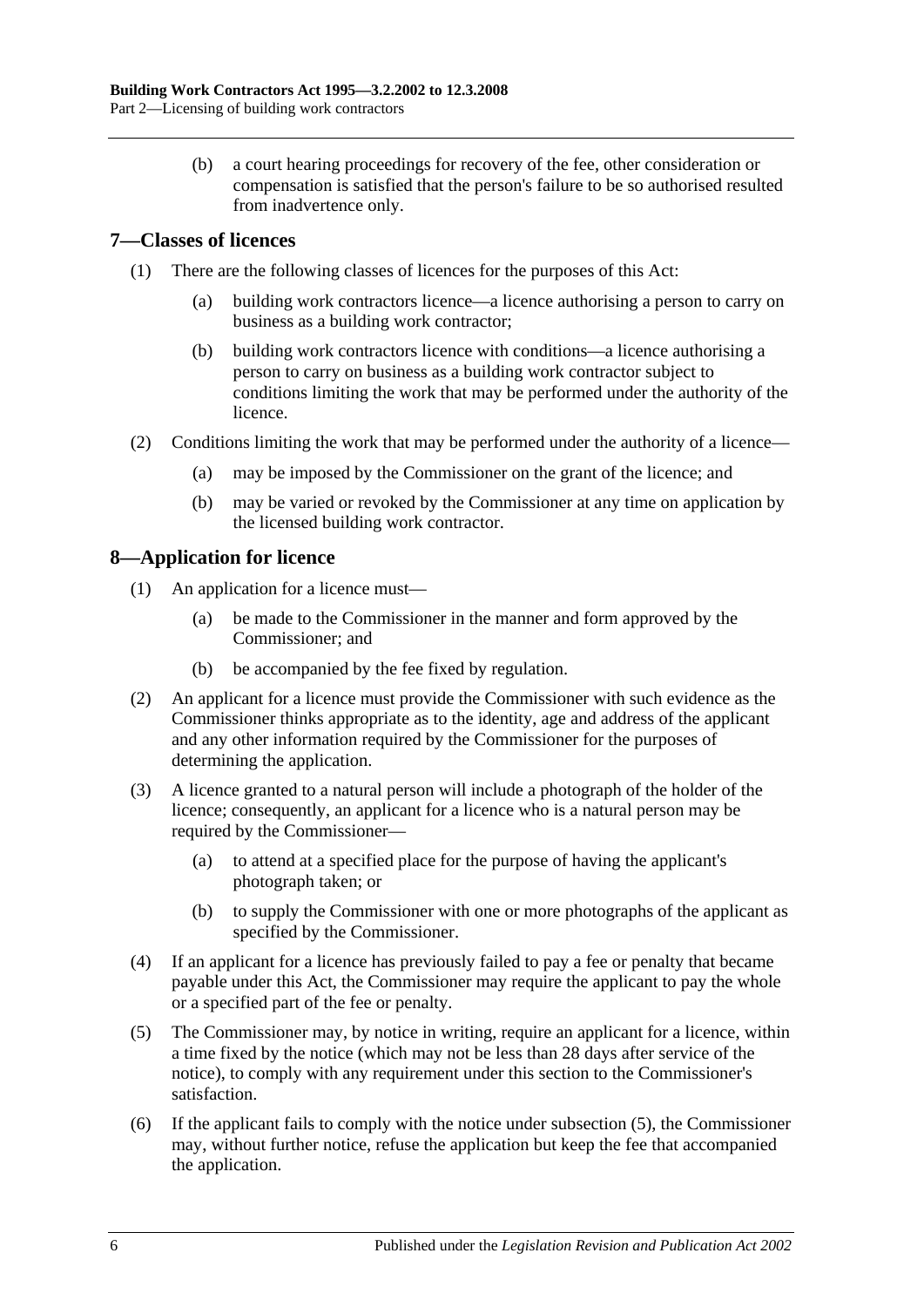(b) a court hearing proceedings for recovery of the fee, other consideration or compensation is satisfied that the person's failure to be so authorised resulted from inadvertence only.

## 7—Classes of licences

(1) There are the following classes of licences for the purposes of this Act:

(a) building work contractors licence—a licence authorising a person to carry on business as a building work contractor;

(b) building work contractors licence with conditions—a licence authorising a person to carry on business as a building work contractor subject to conditions limiting the work that may be performed under the authority of the licence.

(2) Conditions limiting the work that may be performed under the authority of a licence—

(a) may be imposed by the Commissioner on the grant of the licence; and

(b) may be varied or revoked by the Commissioner at any time on application by the licensed building work contractor.

## 8—Application for licence

(1) An application for a licence must—

(a) be made to the Commissioner in the manner and form approved by the Commissioner; and

(b) be accompanied by the fee fixed by regulation.

(2) An applicant for a licence must provide the Commissioner with such evidence as the Commissioner thinks appropriate as to the identity, age and address of the applicant and any other information required by the Commissioner for the purposes of determining the application.

(3) A licence granted to a natural person will include a photograph of the holder of the licence; consequently, an applicant for a licence who is a natural person may be required by the Commissioner—

(a) to attend at a specified place for the purpose of having the applicant's photograph taken; or

(b) to supply the Commissioner with one or more photographs of the applicant as specified by the Commissioner.

(4) If an applicant for a licence has previously failed to pay a fee or penalty that became payable under this Act, the Commissioner may require the applicant to pay the whole or a specified part of the fee or penalty.

(5) The Commissioner may, by notice in writing, require an applicant for a licence, within a time fixed by the notice (which may not be less than 28 days after service of the notice), to comply with any requirement under this section to the Commissioner's satisfaction.

(6) If the applicant fails to comply with the notice under subsection (5), the Commissioner may, without further notice, refuse the application but keep the fee that accompanied the application.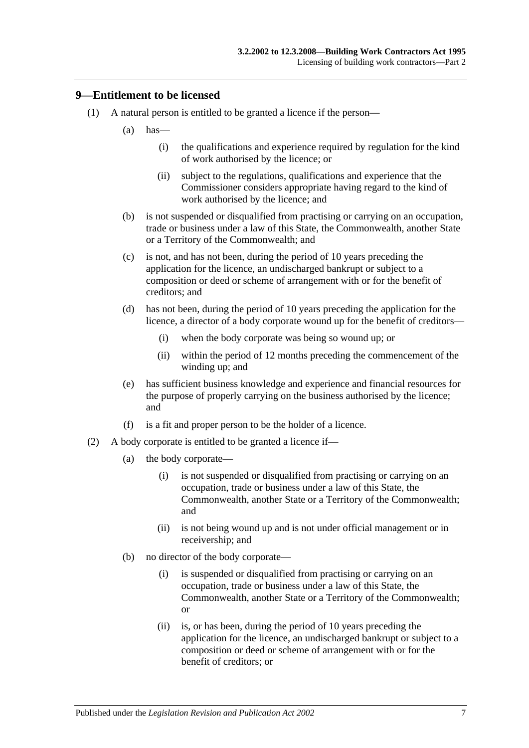## 9—Entitlement to be licensed

(1) A natural person is entitled to be granted a licence if the person—

(a) has—

(i) the qualifications and experience required by regulation for the kind of work authorised by the licence; or

(ii) subject to the regulations, qualifications and experience that the Commissioner considers appropriate having regard to the kind of work authorised by the licence; and

(b) is not suspended or disqualified from practising or carrying on an occupation, trade or business under a law of this State, the Commonwealth, another State or a Territory of the Commonwealth; and

(c) is not, and has not been, during the period of 10 years preceding the application for the licence, an undischarged bankrupt or subject to a composition or deed or scheme of arrangement with or for the benefit of creditors; and

(d) has not been, during the period of 10 years preceding the application for the licence, a director of a body corporate wound up for the benefit of creditors—

(i) when the body corporate was being so wound up; or

(ii) within the period of 12 months preceding the commencement of the winding up; and

(e) has sufficient business knowledge and experience and financial resources for the purpose of properly carrying on the business authorised by the licence; and

(f) is a fit and proper person to be the holder of a licence.

(2) A body corporate is entitled to be granted a licence if—

(a) the body corporate—

(i) is not suspended or disqualified from practising or carrying on an occupation, trade or business under a law of this State, the Commonwealth, another State or a Territory of the Commonwealth; and

(ii) is not being wound up and is not under official management or in receivership; and

(b) no director of the body corporate—

(i) is suspended or disqualified from practising or carrying on an occupation, trade or business under a law of this State, the Commonwealth, another State or a Territory of the Commonwealth; or

(ii) is, or has been, during the period of 10 years preceding the application for the licence, an undischarged bankrupt or subject to a composition or deed or scheme of arrangement with or for the benefit of creditors; or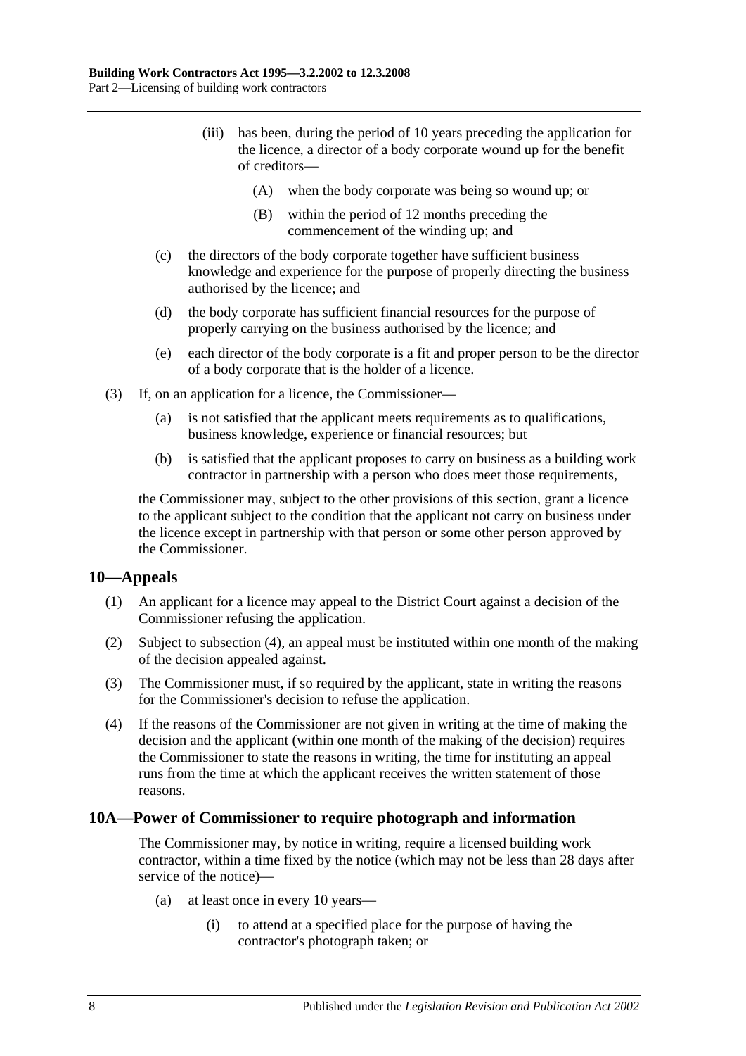(iii) has been, during the period of 10 years preceding the application for the licence, a director of a body corporate wound up for the benefit of creditors—

(A) when the body corporate was being so wound up; or

(B) within the period of 12 months preceding the commencement of the winding up; and

(c) the directors of the body corporate together have sufficient business knowledge and experience for the purpose of properly directing the business authorised by the licence; and

(d) the body corporate has sufficient financial resources for the purpose of properly carrying on the business authorised by the licence; and

(e) each director of the body corporate is a fit and proper person to be the director of a body corporate that is the holder of a licence.

(3) If, on an application for a licence, the Commissioner—

(a) is not satisfied that the applicant meets requirements as to qualifications, business knowledge, experience or financial resources; but

(b) is satisfied that the applicant proposes to carry on business as a building work contractor in partnership with a person who does meet those requirements,

the Commissioner may, subject to the other provisions of this section, grant a licence to the applicant subject to the condition that the applicant not carry on business under the licence except in partnership with that person or some other person approved by the Commissioner.

## 10—Appeals

(1) An applicant for a licence may appeal to the District Court against a decision of the Commissioner refusing the application.

(2) Subject to subsection (4), an appeal must be instituted within one month of the making of the decision appealed against.

(3) The Commissioner must, if so required by the applicant, state in writing the reasons for the Commissioner's decision to refuse the application.

(4) If the reasons of the Commissioner are not given in writing at the time of making the decision and the applicant (within one month of the making of the decision) requires the Commissioner to state the reasons in writing, the time for instituting an appeal runs from the time at which the applicant receives the written statement of those reasons.

## 10A—Power of Commissioner to require photograph and information

The Commissioner may, by notice in writing, require a licensed building work contractor, within a time fixed by the notice (which may not be less than 28 days after service of the notice)—

(a) at least once in every 10 years—

(i) to attend at a specified place for the purpose of having the contractor's photograph taken; or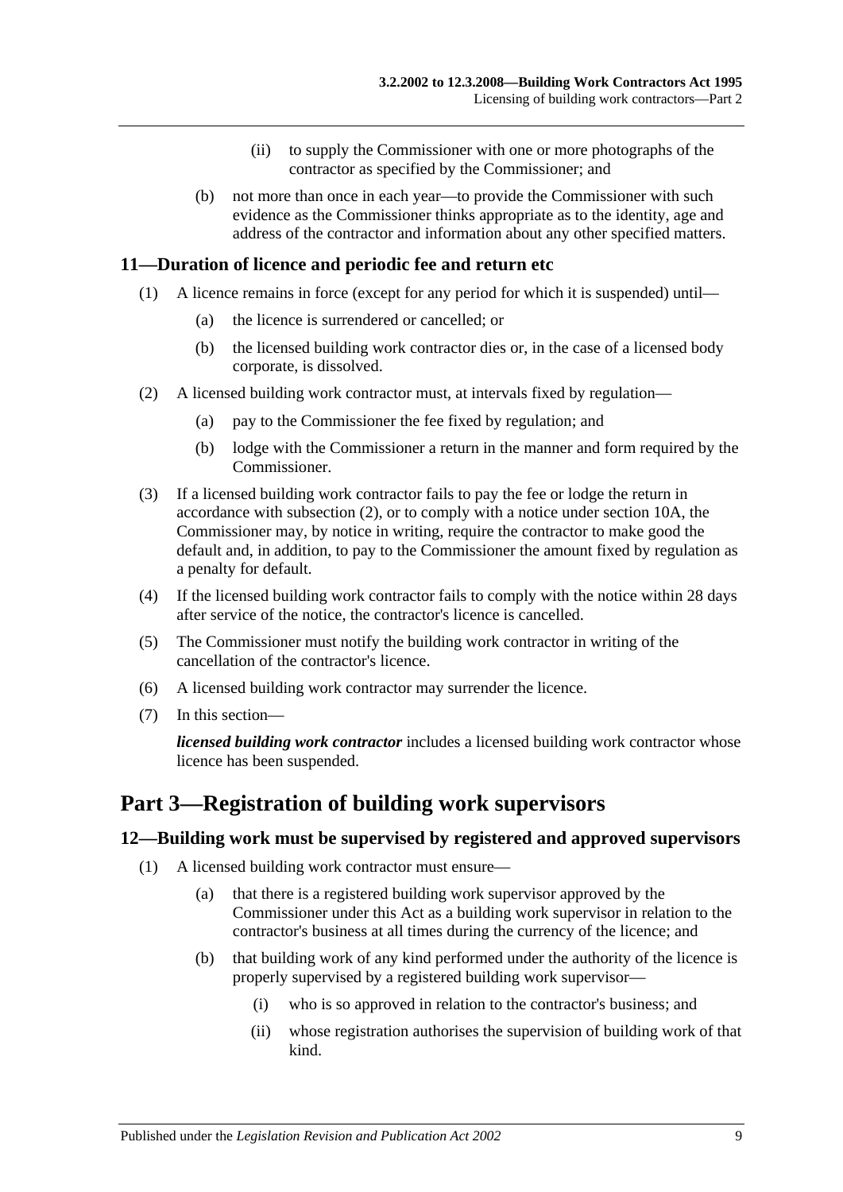(ii) to supply the Commissioner with one or more photographs of the contractor as specified by the Commissioner; and

(b) not more than once in each year—to provide the Commissioner with such evidence as the Commissioner thinks appropriate as to the identity, age and address of the contractor and information about any other specified matters.

### 11—Duration of licence and periodic fee and return etc

(1) A licence remains in force (except for any period for which it is suspended) until—

(a) the licence is surrendered or cancelled; or

(b) the licensed building work contractor dies or, in the case of a licensed body corporate, is dissolved.

(2) A licensed building work contractor must, at intervals fixed by regulation—

(a) pay to the Commissioner the fee fixed by regulation; and

(b) lodge with the Commissioner a return in the manner and form required by the Commissioner.

(3) If a licensed building work contractor fails to pay the fee or lodge the return in accordance with subsection (2), or to comply with a notice under section 10A, the Commissioner may, by notice in writing, require the contractor to make good the default and, in addition, to pay to the Commissioner the amount fixed by regulation as a penalty for default.

(4) If the licensed building work contractor fails to comply with the notice within 28 days after service of the notice, the contractor's licence is cancelled.

(5) The Commissioner must notify the building work contractor in writing of the cancellation of the contractor's licence.

(6) A licensed building work contractor may surrender the licence.

(7) In this section—

***licensed building work contractor*** includes a licensed building work contractor whose licence has been suspended.

## Part 3—Registration of building work supervisors

### 12—Building work must be supervised by registered and approved supervisors

(1) A licensed building work contractor must ensure—

(a) that there is a registered building work supervisor approved by the Commissioner under this Act as a building work supervisor in relation to the contractor's business at all times during the currency of the licence; and

(b) that building work of any kind performed under the authority of the licence is properly supervised by a registered building work supervisor—

(i) who is so approved in relation to the contractor's business; and

(ii) whose registration authorises the supervision of building work of that kind.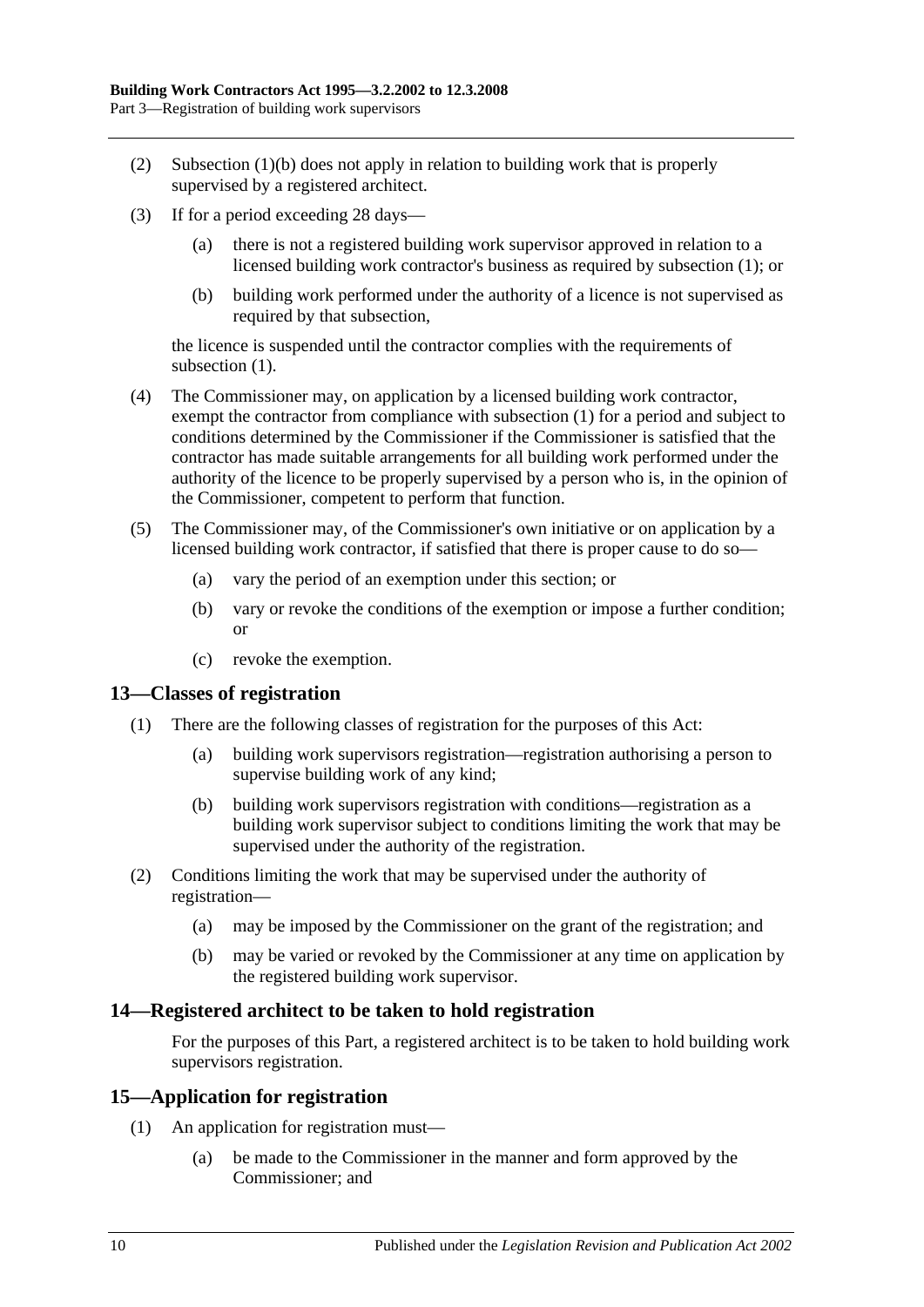(2) Subsection (1)(b) does not apply in relation to building work that is properly supervised by a registered architect.

(3) If for a period exceeding 28 days—

(a) there is not a registered building work supervisor approved in relation to a licensed building work contractor's business as required by subsection (1); or

(b) building work performed under the authority of a licence is not supervised as required by that subsection,

the licence is suspended until the contractor complies with the requirements of subsection (1).

(4) The Commissioner may, on application by a licensed building work contractor, exempt the contractor from compliance with subsection (1) for a period and subject to conditions determined by the Commissioner if the Commissioner is satisfied that the contractor has made suitable arrangements for all building work performed under the authority of the licence to be properly supervised by a person who is, in the opinion of the Commissioner, competent to perform that function.

(5) The Commissioner may, of the Commissioner's own initiative or on application by a licensed building work contractor, if satisfied that there is proper cause to do so—

(a) vary the period of an exemption under this section; or

(b) vary or revoke the conditions of the exemption or impose a further condition; or

(c) revoke the exemption.

## 13—Classes of registration

(1) There are the following classes of registration for the purposes of this Act:

(a) building work supervisors registration—registration authorising a person to supervise building work of any kind;

(b) building work supervisors registration with conditions—registration as a building work supervisor subject to conditions limiting the work that may be supervised under the authority of the registration.

(2) Conditions limiting the work that may be supervised under the authority of registration—

(a) may be imposed by the Commissioner on the grant of the registration; and

(b) may be varied or revoked by the Commissioner at any time on application by the registered building work supervisor.

## 14—Registered architect to be taken to hold registration

For the purposes of this Part, a registered architect is to be taken to hold building work supervisors registration.

## 15—Application for registration

(1) An application for registration must—

(a) be made to the Commissioner in the manner and form approved by the Commissioner; and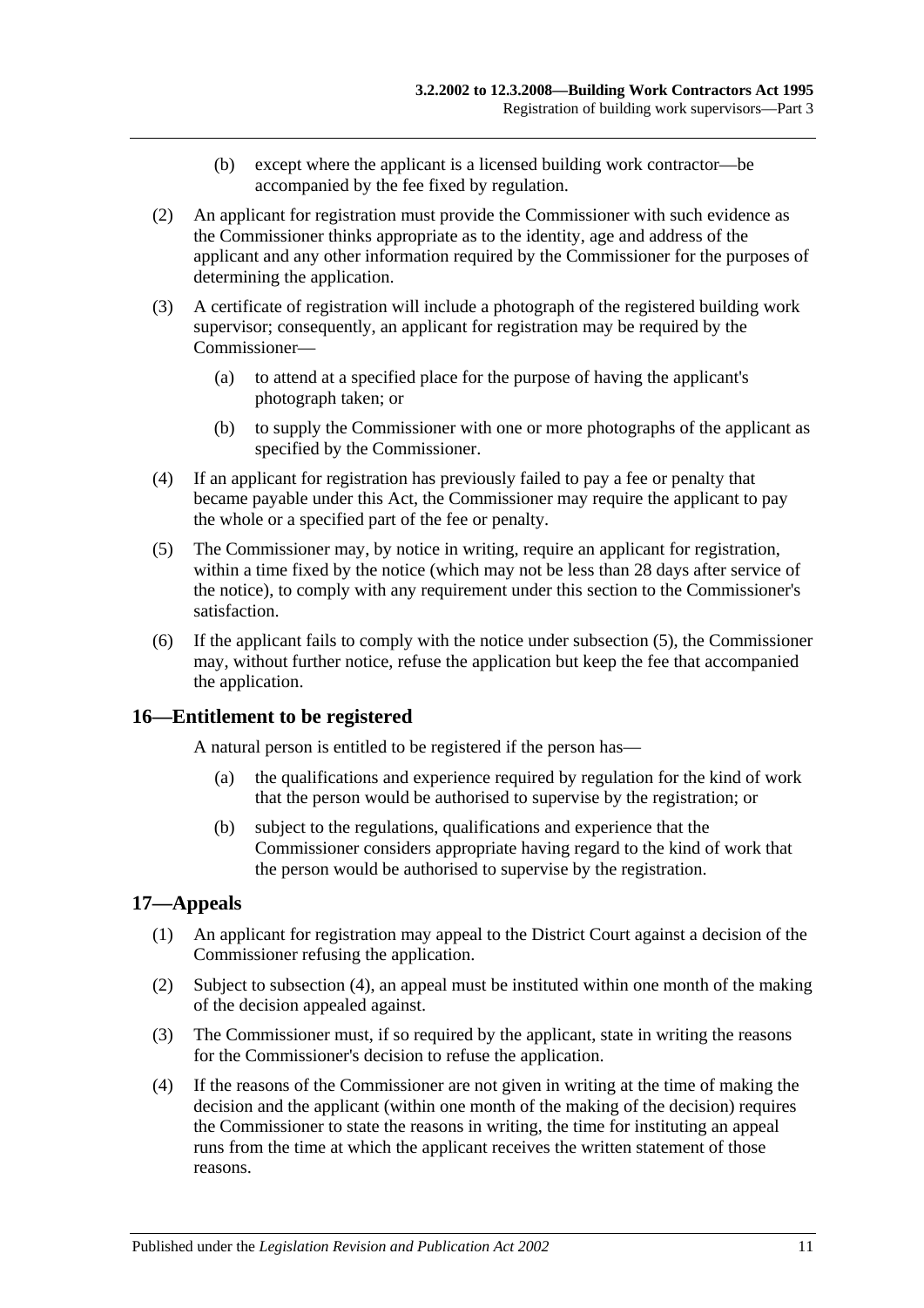(b) except where the applicant is a licensed building work contractor—be accompanied by the fee fixed by regulation.

(2) An applicant for registration must provide the Commissioner with such evidence as the Commissioner thinks appropriate as to the identity, age and address of the applicant and any other information required by the Commissioner for the purposes of determining the application.

(3) A certificate of registration will include a photograph of the registered building work supervisor; consequently, an applicant for registration may be required by the Commissioner—

(a) to attend at a specified place for the purpose of having the applicant's photograph taken; or

(b) to supply the Commissioner with one or more photographs of the applicant as specified by the Commissioner.

(4) If an applicant for registration has previously failed to pay a fee or penalty that became payable under this Act, the Commissioner may require the applicant to pay the whole or a specified part of the fee or penalty.

(5) The Commissioner may, by notice in writing, require an applicant for registration, within a time fixed by the notice (which may not be less than 28 days after service of the notice), to comply with any requirement under this section to the Commissioner's satisfaction.

(6) If the applicant fails to comply with the notice under subsection (5), the Commissioner may, without further notice, refuse the application but keep the fee that accompanied the application.

## 16—Entitlement to be registered

A natural person is entitled to be registered if the person has—

(a) the qualifications and experience required by regulation for the kind of work that the person would be authorised to supervise by the registration; or

(b) subject to the regulations, qualifications and experience that the Commissioner considers appropriate having regard to the kind of work that the person would be authorised to supervise by the registration.

## 17—Appeals

(1) An applicant for registration may appeal to the District Court against a decision of the Commissioner refusing the application.

(2) Subject to subsection (4), an appeal must be instituted within one month of the making of the decision appealed against.

(3) The Commissioner must, if so required by the applicant, state in writing the reasons for the Commissioner's decision to refuse the application.

(4) If the reasons of the Commissioner are not given in writing at the time of making the decision and the applicant (within one month of the making of the decision) requires the Commissioner to state the reasons in writing, the time for instituting an appeal runs from the time at which the applicant receives the written statement of those reasons.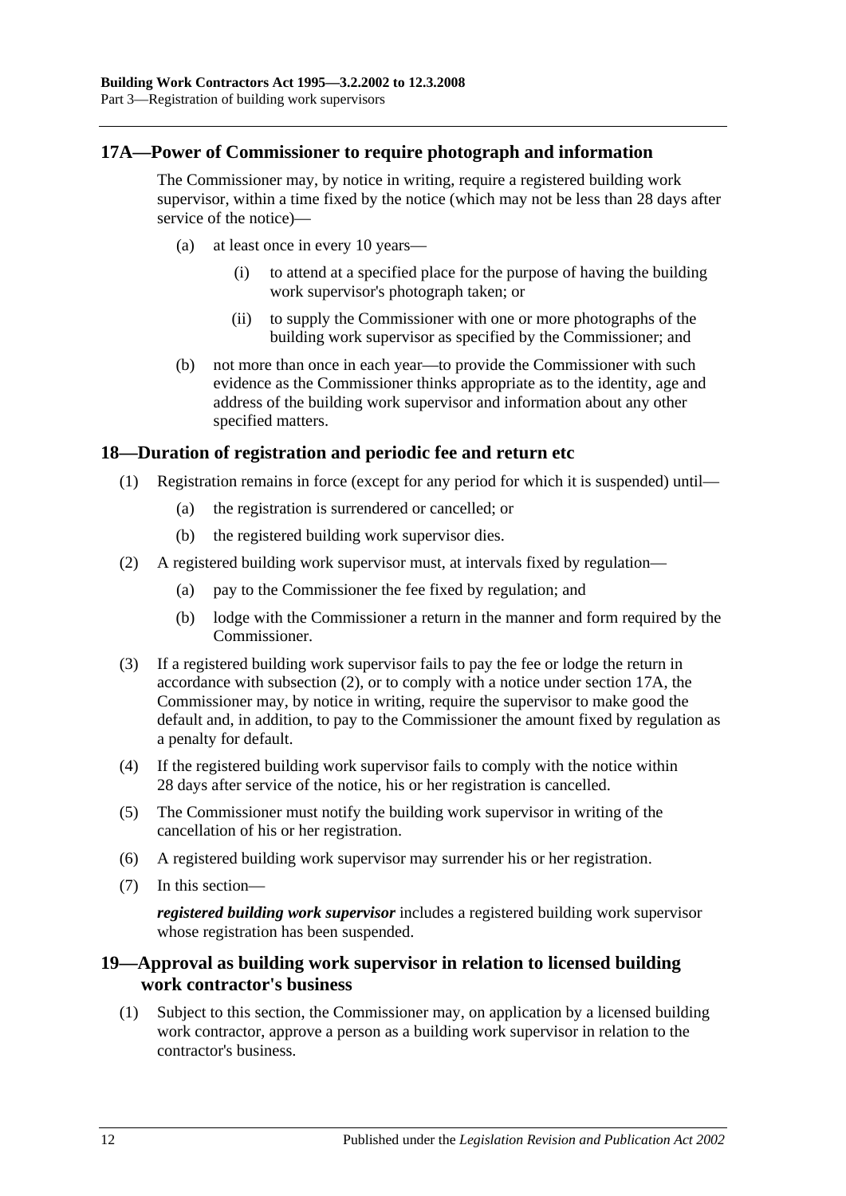## 17A—Power of Commissioner to require photograph and information

The Commissioner may, by notice in writing, require a registered building work supervisor, within a time fixed by the notice (which may not be less than 28 days after service of the notice)—

(a) at least once in every 10 years—

(i) to attend at a specified place for the purpose of having the building work supervisor's photograph taken; or

(ii) to supply the Commissioner with one or more photographs of the building work supervisor as specified by the Commissioner; and

(b) not more than once in each year—to provide the Commissioner with such evidence as the Commissioner thinks appropriate as to the identity, age and address of the building work supervisor and information about any other specified matters.

## 18—Duration of registration and periodic fee and return etc

(1) Registration remains in force (except for any period for which it is suspended) until—

(a) the registration is surrendered or cancelled; or

(b) the registered building work supervisor dies.

(2) A registered building work supervisor must, at intervals fixed by regulation—

(a) pay to the Commissioner the fee fixed by regulation; and

(b) lodge with the Commissioner a return in the manner and form required by the Commissioner.

(3) If a registered building work supervisor fails to pay the fee or lodge the return in accordance with subsection (2), or to comply with a notice under section 17A, the Commissioner may, by notice in writing, require the supervisor to make good the default and, in addition, to pay to the Commissioner the amount fixed by regulation as a penalty for default.

(4) If the registered building work supervisor fails to comply with the notice within 28 days after service of the notice, his or her registration is cancelled.

(5) The Commissioner must notify the building work supervisor in writing of the cancellation of his or her registration.

(6) A registered building work supervisor may surrender his or her registration.

(7) In this section—

***registered building work supervisor*** includes a registered building work supervisor whose registration has been suspended.

## 19—Approval as building work supervisor in relation to licensed building work contractor's business

(1) Subject to this section, the Commissioner may, on application by a licensed building work contractor, approve a person as a building work supervisor in relation to the contractor's business.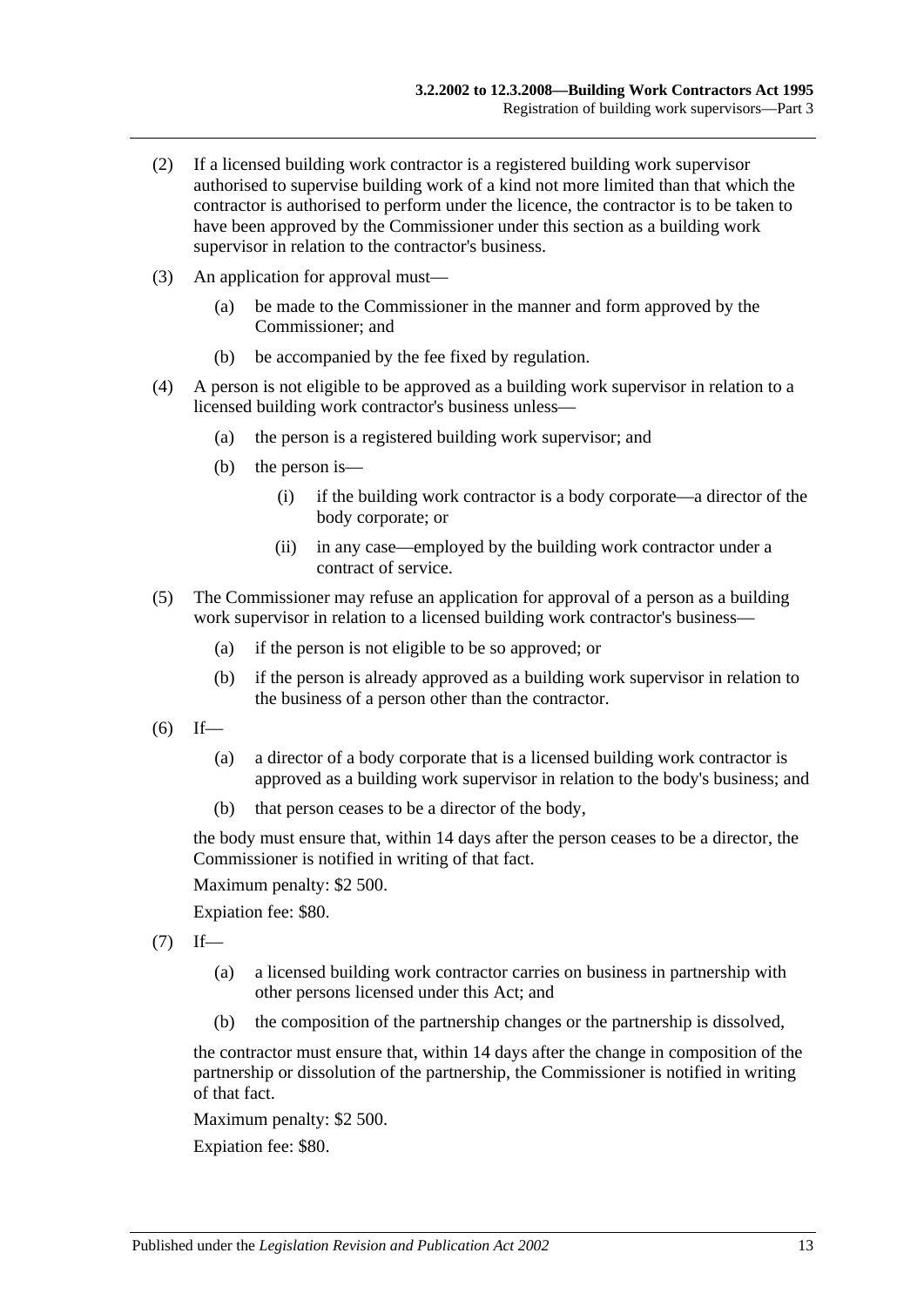(2) If a licensed building work contractor is a registered building work supervisor authorised to supervise building work of a kind not more limited than that which the contractor is authorised to perform under the licence, the contractor is to be taken to have been approved by the Commissioner under this section as a building work supervisor in relation to the contractor's business.

(3) An application for approval must—

(a) be made to the Commissioner in the manner and form approved by the Commissioner; and

(b) be accompanied by the fee fixed by regulation.

(4) A person is not eligible to be approved as a building work supervisor in relation to a licensed building work contractor's business unless—

(a) the person is a registered building work supervisor; and

(b) the person is—

(i) if the building work contractor is a body corporate—a director of the body corporate; or

(ii) in any case—employed by the building work contractor under a contract of service.

(5) The Commissioner may refuse an application for approval of a person as a building work supervisor in relation to a licensed building work contractor's business—

(a) if the person is not eligible to be so approved; or

(b) if the person is already approved as a building work supervisor in relation to the business of a person other than the contractor.

(6) If—

(a) a director of a body corporate that is a licensed building work contractor is approved as a building work supervisor in relation to the body's business; and

(b) that person ceases to be a director of the body,

the body must ensure that, within 14 days after the person ceases to be a director, the Commissioner is notified in writing of that fact.

Maximum penalty: $2 500.

Expiation fee: $80.

(7) If—

(a) a licensed building work contractor carries on business in partnership with other persons licensed under this Act; and

(b) the composition of the partnership changes or the partnership is dissolved,

the contractor must ensure that, within 14 days after the change in composition of the partnership or dissolution of the partnership, the Commissioner is notified in writing of that fact.

Maximum penalty: $2 500.

Expiation fee: $80.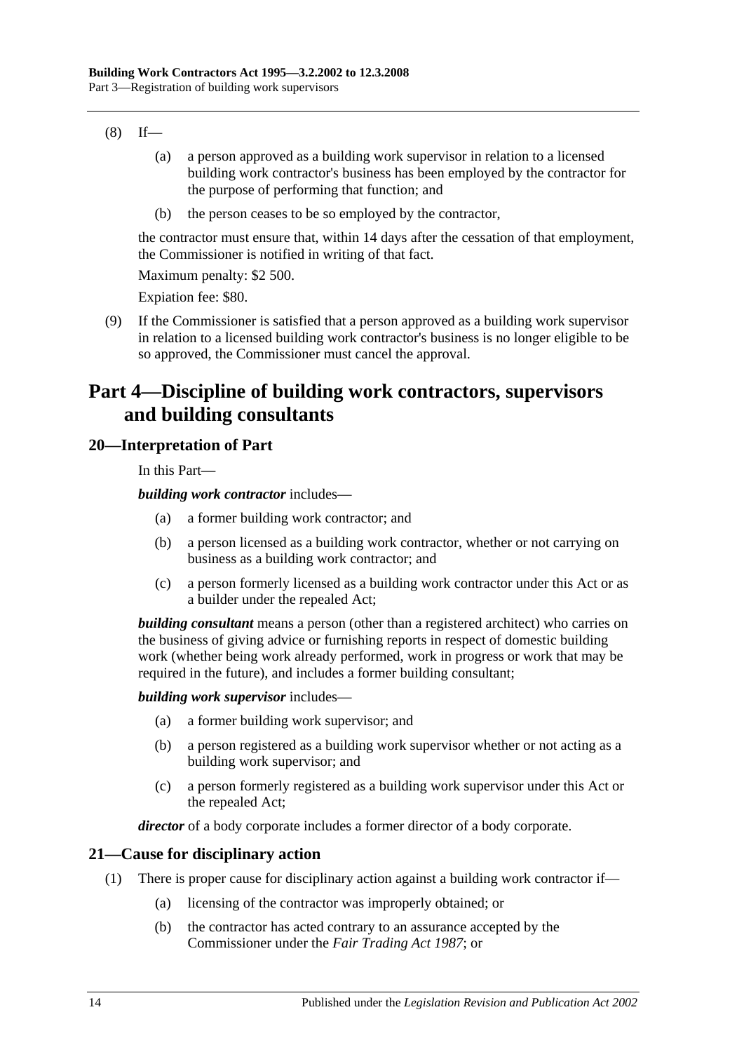(8) If—

(a) a person approved as a building work supervisor in relation to a licensed building work contractor's business has been employed by the contractor for the purpose of performing that function; and

(b) the person ceases to be so employed by the contractor,

the contractor must ensure that, within 14 days after the cessation of that employment, the Commissioner is notified in writing of that fact.

Maximum penalty: $2 500.

Expiation fee: $80.

(9) If the Commissioner is satisfied that a person approved as a building work supervisor in relation to a licensed building work contractor's business is no longer eligible to be so approved, the Commissioner must cancel the approval.

# Part 4—Discipline of building work contractors, supervisors and building consultants

## 20—Interpretation of Part

In this Part—

***building work contractor*** includes—

(a) a former building work contractor; and

(b) a person licensed as a building work contractor, whether or not carrying on business as a building work contractor; and

(c) a person formerly licensed as a building work contractor under this Act or as a builder under the repealed Act;

***building consultant*** means a person (other than a registered architect) who carries on the business of giving advice or furnishing reports in respect of domestic building work (whether being work already performed, work in progress or work that may be required in the future), and includes a former building consultant;

***building work supervisor*** includes—

(a) a former building work supervisor; and

(b) a person registered as a building work supervisor whether or not acting as a building work supervisor; and

(c) a person formerly registered as a building work supervisor under this Act or the repealed Act;

***director*** of a body corporate includes a former director of a body corporate.

## 21—Cause for disciplinary action

(1) There is proper cause for disciplinary action against a building work contractor if—

(a) licensing of the contractor was improperly obtained; or

(b) the contractor has acted contrary to an assurance accepted by the Commissioner under the *Fair Trading Act 1987*; or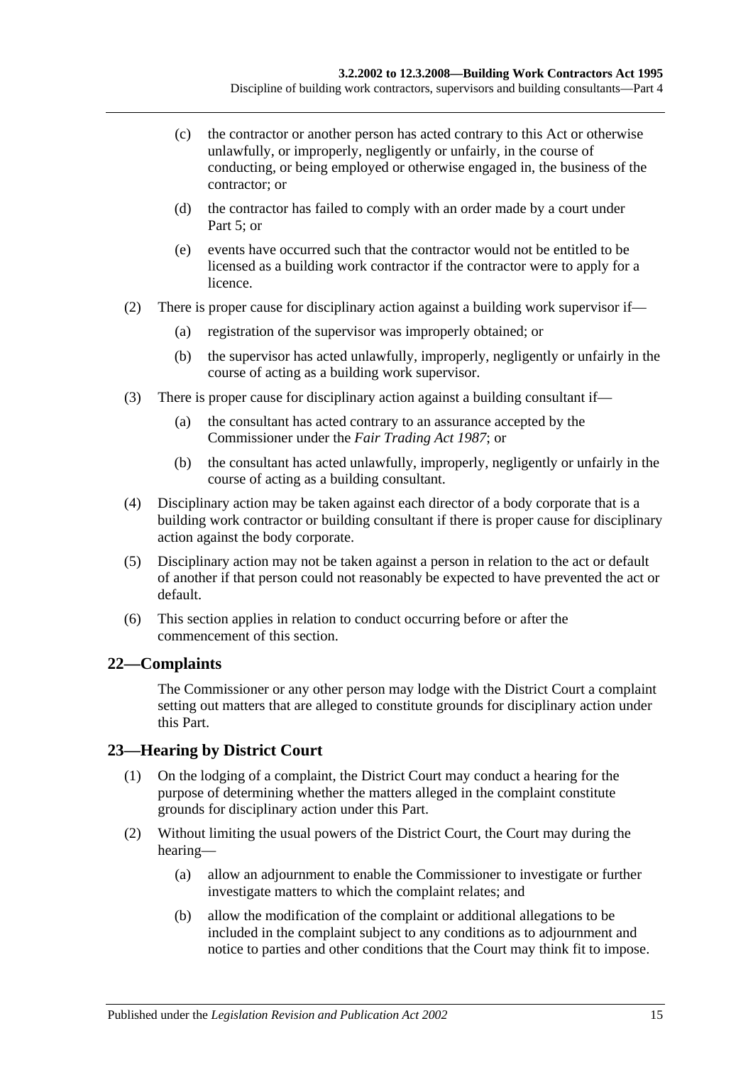(c) the contractor or another person has acted contrary to this Act or otherwise unlawfully, or improperly, negligently or unfairly, in the course of conducting, or being employed or otherwise engaged in, the business of the contractor; or

(d) the contractor has failed to comply with an order made by a court under Part 5; or

(e) events have occurred such that the contractor would not be entitled to be licensed as a building work contractor if the contractor were to apply for a licence.

(2) There is proper cause for disciplinary action against a building work supervisor if—

(a) registration of the supervisor was improperly obtained; or

(b) the supervisor has acted unlawfully, improperly, negligently or unfairly in the course of acting as a building work supervisor.

(3) There is proper cause for disciplinary action against a building consultant if—

(a) the consultant has acted contrary to an assurance accepted by the Commissioner under the *Fair Trading Act 1987*; or

(b) the consultant has acted unlawfully, improperly, negligently or unfairly in the course of acting as a building consultant.

(4) Disciplinary action may be taken against each director of a body corporate that is a building work contractor or building consultant if there is proper cause for disciplinary action against the body corporate.

(5) Disciplinary action may not be taken against a person in relation to the act or default of another if that person could not reasonably be expected to have prevented the act or default.

(6) This section applies in relation to conduct occurring before or after the commencement of this section.

## 22—Complaints

The Commissioner or any other person may lodge with the District Court a complaint setting out matters that are alleged to constitute grounds for disciplinary action under this Part.

## 23—Hearing by District Court

(1) On the lodging of a complaint, the District Court may conduct a hearing for the purpose of determining whether the matters alleged in the complaint constitute grounds for disciplinary action under this Part.

(2) Without limiting the usual powers of the District Court, the Court may during the hearing—

(a) allow an adjournment to enable the Commissioner to investigate or further investigate matters to which the complaint relates; and

(b) allow the modification of the complaint or additional allegations to be included in the complaint subject to any conditions as to adjournment and notice to parties and other conditions that the Court may think fit to impose.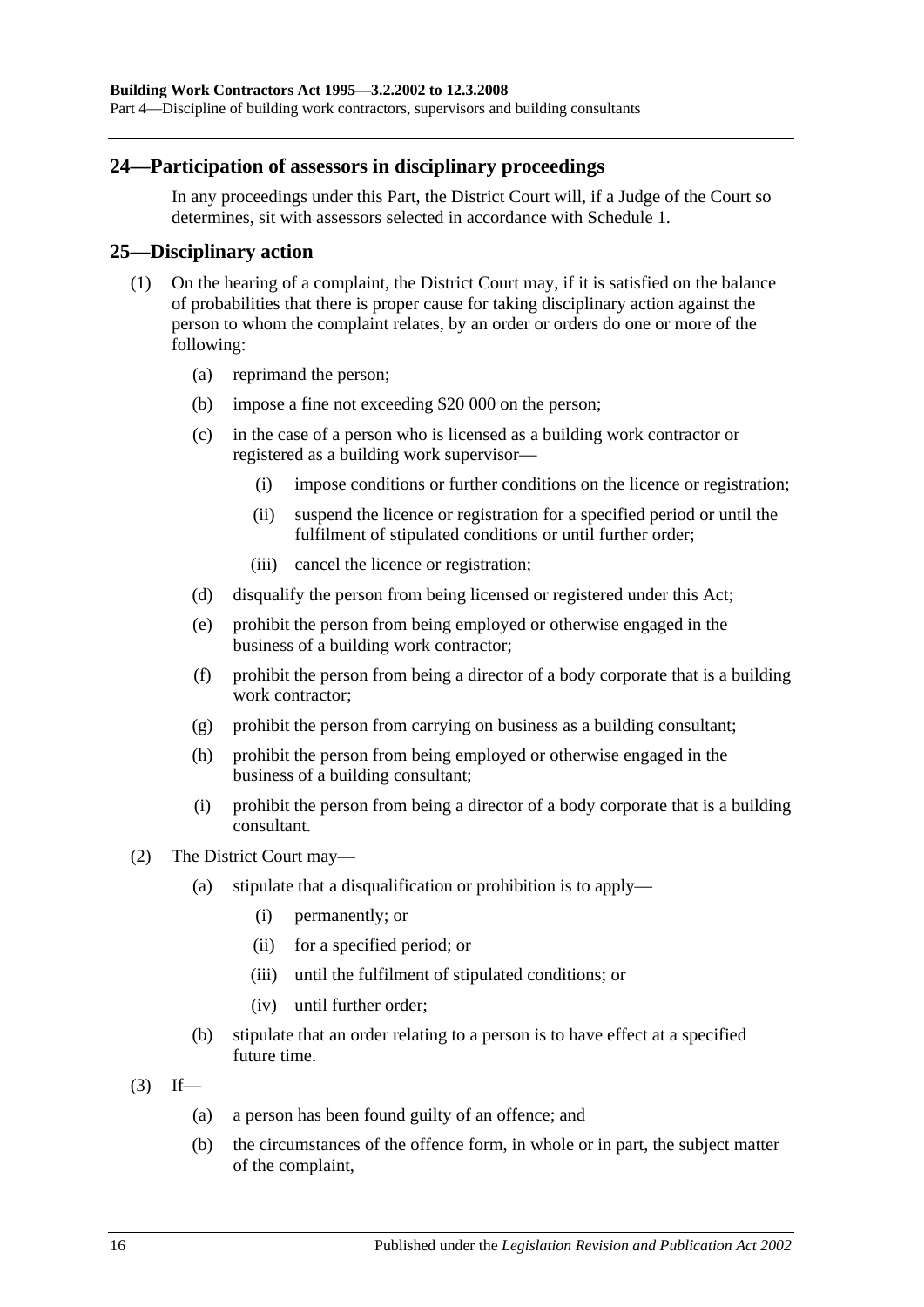## 24—Participation of assessors in disciplinary proceedings

In any proceedings under this Part, the District Court will, if a Judge of the Court so determines, sit with assessors selected in accordance with Schedule 1.

## 25—Disciplinary action

(1) On the hearing of a complaint, the District Court may, if it is satisfied on the balance of probabilities that there is proper cause for taking disciplinary action against the person to whom the complaint relates, by an order or orders do one or more of the following:

- (a) reprimand the person;
- (b) impose a fine not exceeding $20 000 on the person;
- (c) in the case of a person who is licensed as a building work contractor or registered as a building work supervisor—
  - (i) impose conditions or further conditions on the licence or registration;
  - (ii) suspend the licence or registration for a specified period or until the fulfilment of stipulated conditions or until further order;
  - (iii) cancel the licence or registration;
- (d) disqualify the person from being licensed or registered under this Act;
- (e) prohibit the person from being employed or otherwise engaged in the business of a building work contractor;
- (f) prohibit the person from being a director of a body corporate that is a building work contractor;
- (g) prohibit the person from carrying on business as a building consultant;
- (h) prohibit the person from being employed or otherwise engaged in the business of a building consultant;
- (i) prohibit the person from being a director of a body corporate that is a building consultant.

(2) The District Court may—

- (a) stipulate that a disqualification or prohibition is to apply—
  - (i) permanently; or
  - (ii) for a specified period; or
  - (iii) until the fulfilment of stipulated conditions; or
  - (iv) until further order;
- (b) stipulate that an order relating to a person is to have effect at a specified future time.

(3) If—

- (a) a person has been found guilty of an offence; and
- (b) the circumstances of the offence form, in whole or in part, the subject matter of the complaint,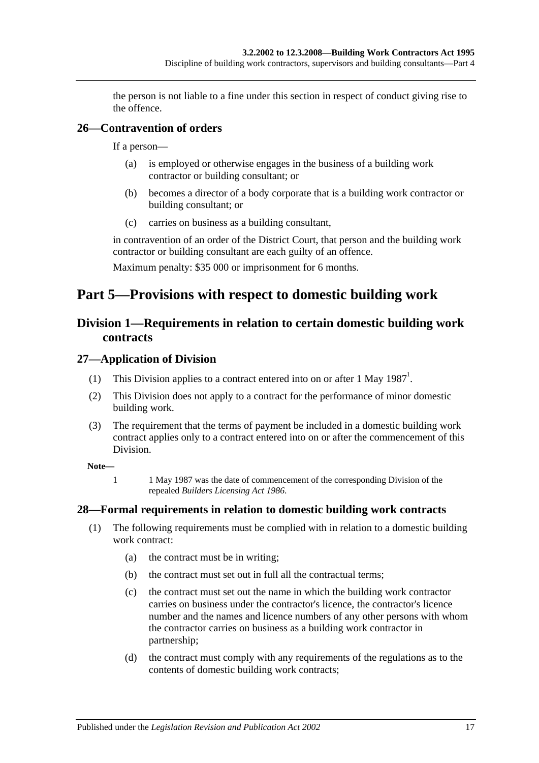the person is not liable to a fine under this section in respect of conduct giving rise to the offence.

### 26—Contravention of orders

If a person—

(a) is employed or otherwise engages in the business of a building work contractor or building consultant; or

(b) becomes a director of a body corporate that is a building work contractor or building consultant; or

(c) carries on business as a building consultant,

in contravention of an order of the District Court, that person and the building work contractor or building consultant are each guilty of an offence.

Maximum penalty: $35 000 or imprisonment for 6 months.

# Part 5—Provisions with respect to domestic building work

## Division 1—Requirements in relation to certain domestic building work contracts

### 27—Application of Division

(1) This Division applies to a contract entered into on or after 1 May 1987[1].

(2) This Division does not apply to a contract for the performance of minor domestic building work.

(3) The requirement that the terms of payment be included in a domestic building work contract applies only to a contract entered into on or after the commencement of this Division.

**Note—**

1 1 May 1987 was the date of commencement of the corresponding Division of the repealed *Builders Licensing Act 1986*.

### 28—Formal requirements in relation to domestic building work contracts

(1) The following requirements must be complied with in relation to a domestic building work contract:

(a) the contract must be in writing;

(b) the contract must set out in full all the contractual terms;

(c) the contract must set out the name in which the building work contractor carries on business under the contractor's licence, the contractor's licence number and the names and licence numbers of any other persons with whom the contractor carries on business as a building work contractor in partnership;

(d) the contract must comply with any requirements of the regulations as to the contents of domestic building work contracts;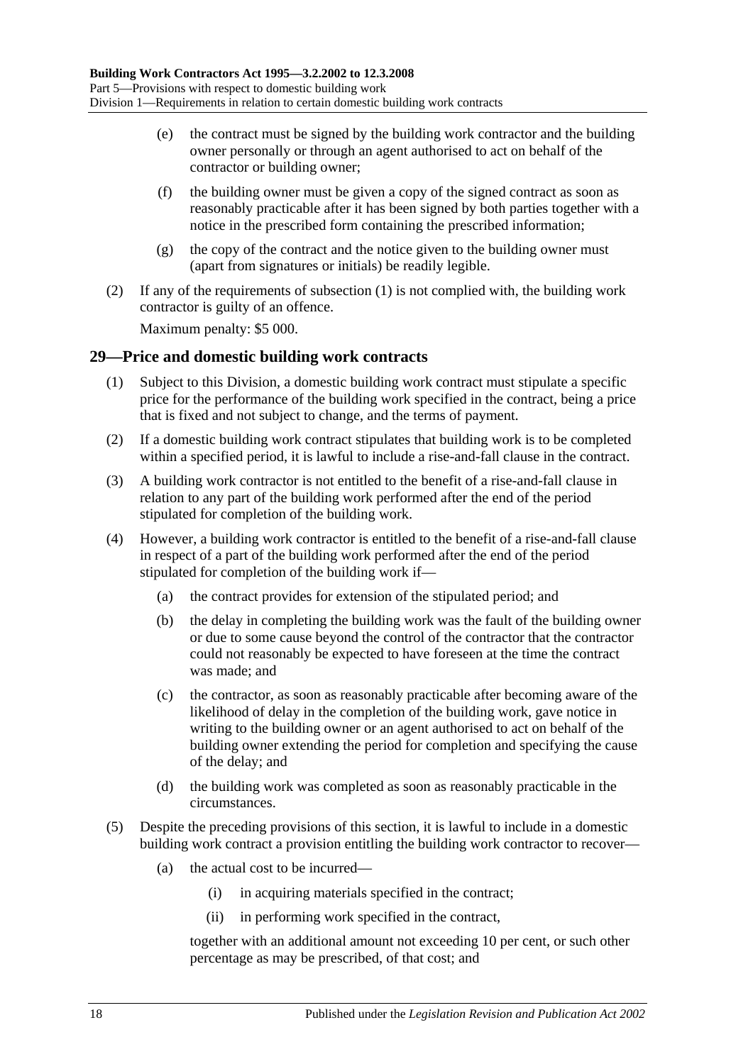(e) the contract must be signed by the building work contractor and the building owner personally or through an agent authorised to act on behalf of the contractor or building owner;

(f) the building owner must be given a copy of the signed contract as soon as reasonably practicable after it has been signed by both parties together with a notice in the prescribed form containing the prescribed information;

(g) the copy of the contract and the notice given to the building owner must (apart from signatures or initials) be readily legible.

(2) If any of the requirements of subsection (1) is not complied with, the building work contractor is guilty of an offence.

Maximum penalty: $5 000.

## 29—Price and domestic building work contracts

(1) Subject to this Division, a domestic building work contract must stipulate a specific price for the performance of the building work specified in the contract, being a price that is fixed and not subject to change, and the terms of payment.

(2) If a domestic building work contract stipulates that building work is to be completed within a specified period, it is lawful to include a rise-and-fall clause in the contract.

(3) A building work contractor is not entitled to the benefit of a rise-and-fall clause in relation to any part of the building work performed after the end of the period stipulated for completion of the building work.

(4) However, a building work contractor is entitled to the benefit of a rise-and-fall clause in respect of a part of the building work performed after the end of the period stipulated for completion of the building work if—

(a) the contract provides for extension of the stipulated period; and

(b) the delay in completing the building work was the fault of the building owner or due to some cause beyond the control of the contractor that the contractor could not reasonably be expected to have foreseen at the time the contract was made; and

(c) the contractor, as soon as reasonably practicable after becoming aware of the likelihood of delay in the completion of the building work, gave notice in writing to the building owner or an agent authorised to act on behalf of the building owner extending the period for completion and specifying the cause of the delay; and

(d) the building work was completed as soon as reasonably practicable in the circumstances.

(5) Despite the preceding provisions of this section, it is lawful to include in a domestic building work contract a provision entitling the building work contractor to recover—

(a) the actual cost to be incurred—

(i) in acquiring materials specified in the contract;

(ii) in performing work specified in the contract,

together with an additional amount not exceeding 10 per cent, or such other percentage as may be prescribed, of that cost; and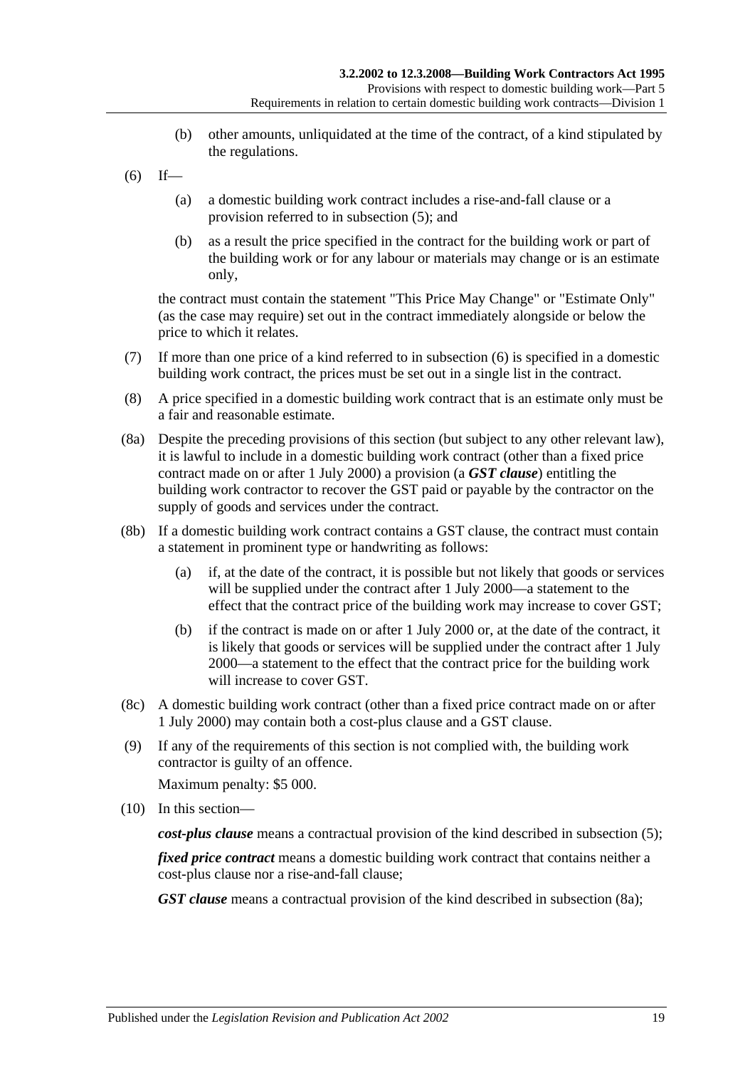(b) other amounts, unliquidated at the time of the contract, of a kind stipulated by the regulations.

(6) If—

(a) a domestic building work contract includes a rise-and-fall clause or a provision referred to in subsection (5); and

(b) as a result the price specified in the contract for the building work or part of the building work or for any labour or materials may change or is an estimate only,

the contract must contain the statement "This Price May Change" or "Estimate Only" (as the case may require) set out in the contract immediately alongside or below the price to which it relates.

(7) If more than one price of a kind referred to in subsection (6) is specified in a domestic building work contract, the prices must be set out in a single list in the contract.

(8) A price specified in a domestic building work contract that is an estimate only must be a fair and reasonable estimate.

(8a) Despite the preceding provisions of this section (but subject to any other relevant law), it is lawful to include in a domestic building work contract (other than a fixed price contract made on or after 1 July 2000) a provision (a ***GST clause***) entitling the building work contractor to recover the GST paid or payable by the contractor on the supply of goods and services under the contract.

(8b) If a domestic building work contract contains a GST clause, the contract must contain a statement in prominent type or handwriting as follows:

(a) if, at the date of the contract, it is possible but not likely that goods or services will be supplied under the contract after 1 July 2000—a statement to the effect that the contract price of the building work may increase to cover GST;

(b) if the contract is made on or after 1 July 2000 or, at the date of the contract, it is likely that goods or services will be supplied under the contract after 1 July 2000—a statement to the effect that the contract price for the building work will increase to cover GST.

(8c) A domestic building work contract (other than a fixed price contract made on or after 1 July 2000) may contain both a cost-plus clause and a GST clause.

(9) If any of the requirements of this section is not complied with, the building work contractor is guilty of an offence.

Maximum penalty: $5 000.

(10) In this section—

***cost-plus clause*** means a contractual provision of the kind described in subsection (5);

***fixed price contract*** means a domestic building work contract that contains neither a cost-plus clause nor a rise-and-fall clause;

***GST clause*** means a contractual provision of the kind described in subsection (8a);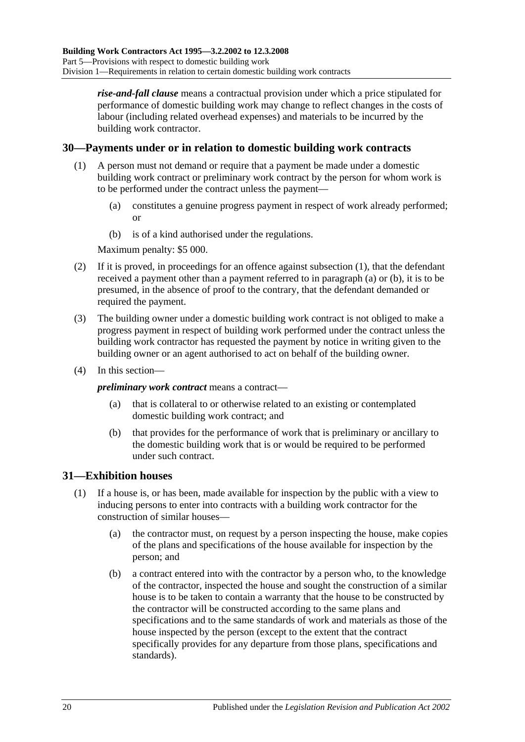***rise-and-fall clause*** means a contractual provision under which a price stipulated for performance of domestic building work may change to reflect changes in the costs of labour (including related overhead expenses) and materials to be incurred by the building work contractor.

## 30—Payments under or in relation to domestic building work contracts

(1) A person must not demand or require that a payment be made under a domestic building work contract or preliminary work contract by the person for whom work is to be performed under the contract unless the payment—

(a) constitutes a genuine progress payment in respect of work already performed; or

(b) is of a kind authorised under the regulations.

Maximum penalty: $5 000.

(2) If it is proved, in proceedings for an offence against subsection (1), that the defendant received a payment other than a payment referred to in paragraph (a) or (b), it is to be presumed, in the absence of proof to the contrary, that the defendant demanded or required the payment.

(3) The building owner under a domestic building work contract is not obliged to make a progress payment in respect of building work performed under the contract unless the building work contractor has requested the payment by notice in writing given to the building owner or an agent authorised to act on behalf of the building owner.

(4) In this section—

***preliminary work contract*** means a contract—

(a) that is collateral to or otherwise related to an existing or contemplated domestic building work contract; and

(b) that provides for the performance of work that is preliminary or ancillary to the domestic building work that is or would be required to be performed under such contract.

## 31—Exhibition houses

(1) If a house is, or has been, made available for inspection by the public with a view to inducing persons to enter into contracts with a building work contractor for the construction of similar houses—

(a) the contractor must, on request by a person inspecting the house, make copies of the plans and specifications of the house available for inspection by the person; and

(b) a contract entered into with the contractor by a person who, to the knowledge of the contractor, inspected the house and sought the construction of a similar house is to be taken to contain a warranty that the house to be constructed by the contractor will be constructed according to the same plans and specifications and to the same standards of work and materials as those of the house inspected by the person (except to the extent that the contract specifically provides for any departure from those plans, specifications and standards).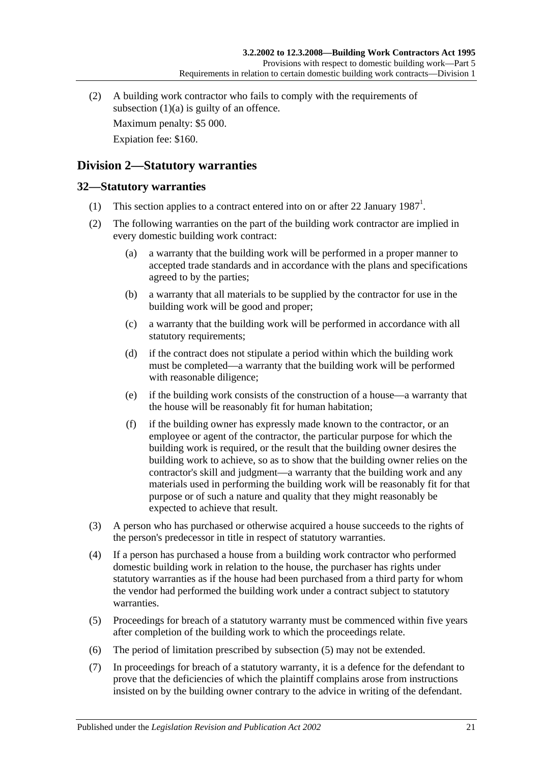(2) A building work contractor who fails to comply with the requirements of subsection (1)(a) is guilty of an offence.

Maximum penalty: $5 000.

Expiation fee: $160.

## Division 2—Statutory warranties

### 32—Statutory warranties

(1) This section applies to a contract entered into on or after 22 January 1987[1].

(2) The following warranties on the part of the building work contractor are implied in every domestic building work contract:

(a) a warranty that the building work will be performed in a proper manner to accepted trade standards and in accordance with the plans and specifications agreed to by the parties;

(b) a warranty that all materials to be supplied by the contractor for use in the building work will be good and proper;

(c) a warranty that the building work will be performed in accordance with all statutory requirements;

(d) if the contract does not stipulate a period within which the building work must be completed—a warranty that the building work will be performed with reasonable diligence;

(e) if the building work consists of the construction of a house—a warranty that the house will be reasonably fit for human habitation;

(f) if the building owner has expressly made known to the contractor, or an employee or agent of the contractor, the particular purpose for which the building work is required, or the result that the building owner desires the building work to achieve, so as to show that the building owner relies on the contractor's skill and judgment—a warranty that the building work and any materials used in performing the building work will be reasonably fit for that purpose or of such a nature and quality that they might reasonably be expected to achieve that result.

(3) A person who has purchased or otherwise acquired a house succeeds to the rights of the person's predecessor in title in respect of statutory warranties.

(4) If a person has purchased a house from a building work contractor who performed domestic building work in relation to the house, the purchaser has rights under statutory warranties as if the house had been purchased from a third party for whom the vendor had performed the building work under a contract subject to statutory warranties.

(5) Proceedings for breach of a statutory warranty must be commenced within five years after completion of the building work to which the proceedings relate.

(6) The period of limitation prescribed by subsection (5) may not be extended.

(7) In proceedings for breach of a statutory warranty, it is a defence for the defendant to prove that the deficiencies of which the plaintiff complains arose from instructions insisted on by the building owner contrary to the advice in writing of the defendant.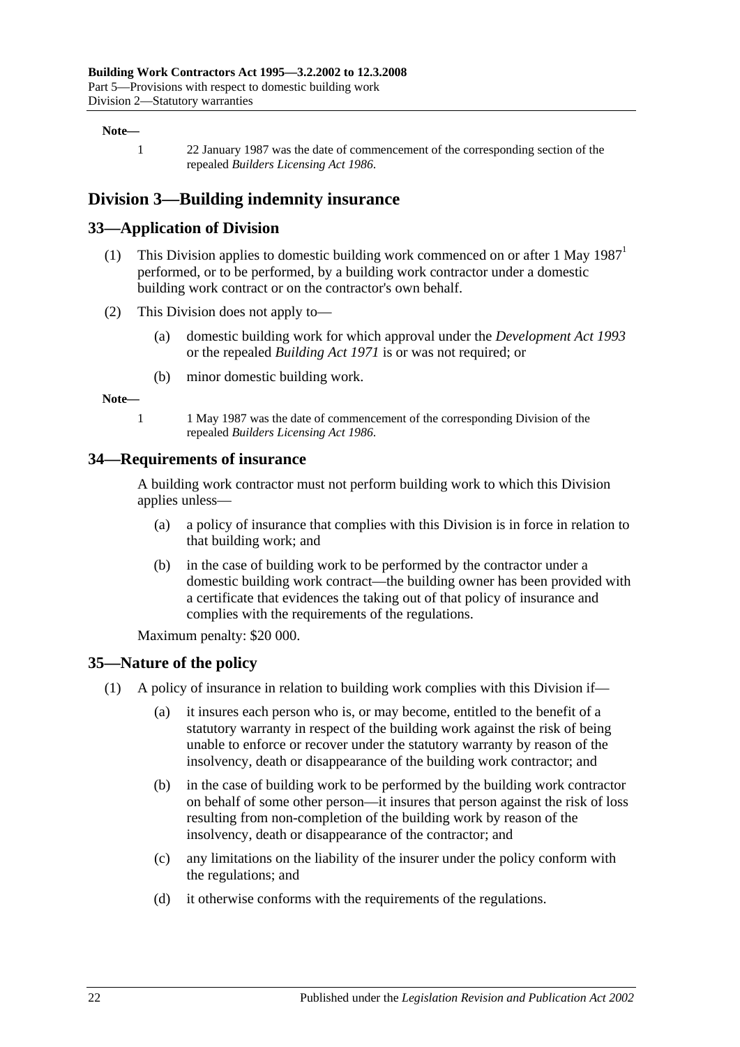**Note—**

1 22 January 1987 was the date of commencement of the corresponding section of the repealed *Builders Licensing Act 1986*.

## Division 3—Building indemnity insurance

### 33—Application of Division

(1) This Division applies to domestic building work commenced on or after 1 May 1987[1] performed, or to be performed, by a building work contractor under a domestic building work contract or on the contractor's own behalf.

(2) This Division does not apply to—

(a) domestic building work for which approval under the *Development Act 1993* or the repealed *Building Act 1971* is or was not required; or

(b) minor domestic building work.

**Note—**

1 1 May 1987 was the date of commencement of the corresponding Division of the repealed *Builders Licensing Act 1986*.

### 34—Requirements of insurance

A building work contractor must not perform building work to which this Division applies unless—

(a) a policy of insurance that complies with this Division is in force in relation to that building work; and

(b) in the case of building work to be performed by the contractor under a domestic building work contract—the building owner has been provided with a certificate that evidences the taking out of that policy of insurance and complies with the requirements of the regulations.

Maximum penalty: $20 000.

### 35—Nature of the policy

(1) A policy of insurance in relation to building work complies with this Division if—

(a) it insures each person who is, or may become, entitled to the benefit of a statutory warranty in respect of the building work against the risk of being unable to enforce or recover under the statutory warranty by reason of the insolvency, death or disappearance of the building work contractor; and

(b) in the case of building work to be performed by the building work contractor on behalf of some other person—it insures that person against the risk of loss resulting from non-completion of the building work by reason of the insolvency, death or disappearance of the contractor; and

(c) any limitations on the liability of the insurer under the policy conform with the regulations; and

(d) it otherwise conforms with the requirements of the regulations.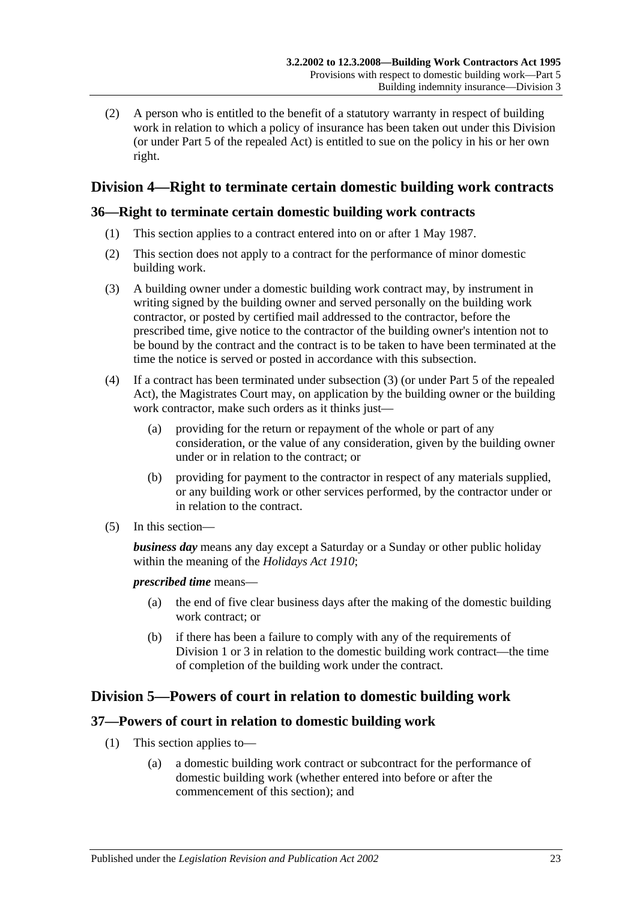(2) A person who is entitled to the benefit of a statutory warranty in respect of building work in relation to which a policy of insurance has been taken out under this Division (or under Part 5 of the repealed Act) is entitled to sue on the policy in his or her own right.

## Division 4—Right to terminate certain domestic building work contracts

### 36—Right to terminate certain domestic building work contracts

(1) This section applies to a contract entered into on or after 1 May 1987.

(2) This section does not apply to a contract for the performance of minor domestic building work.

(3) A building owner under a domestic building work contract may, by instrument in writing signed by the building owner and served personally on the building work contractor, or posted by certified mail addressed to the contractor, before the prescribed time, give notice to the contractor of the building owner's intention not to be bound by the contract and the contract is to be taken to have been terminated at the time the notice is served or posted in accordance with this subsection.

(4) If a contract has been terminated under subsection (3) (or under Part 5 of the repealed Act), the Magistrates Court may, on application by the building owner or the building work contractor, make such orders as it thinks just—

(a) providing for the return or repayment of the whole or part of any consideration, or the value of any consideration, given by the building owner under or in relation to the contract; or

(b) providing for payment to the contractor in respect of any materials supplied, or any building work or other services performed, by the contractor under or in relation to the contract.

(5) In this section—

***business day*** means any day except a Saturday or a Sunday or other public holiday within the meaning of the *Holidays Act 1910*;

***prescribed time*** means—

(a) the end of five clear business days after the making of the domestic building work contract; or

(b) if there has been a failure to comply with any of the requirements of Division 1 or 3 in relation to the domestic building work contract—the time of completion of the building work under the contract.

## Division 5—Powers of court in relation to domestic building work

### 37—Powers of court in relation to domestic building work

(1) This section applies to—

(a) a domestic building work contract or subcontract for the performance of domestic building work (whether entered into before or after the commencement of this section); and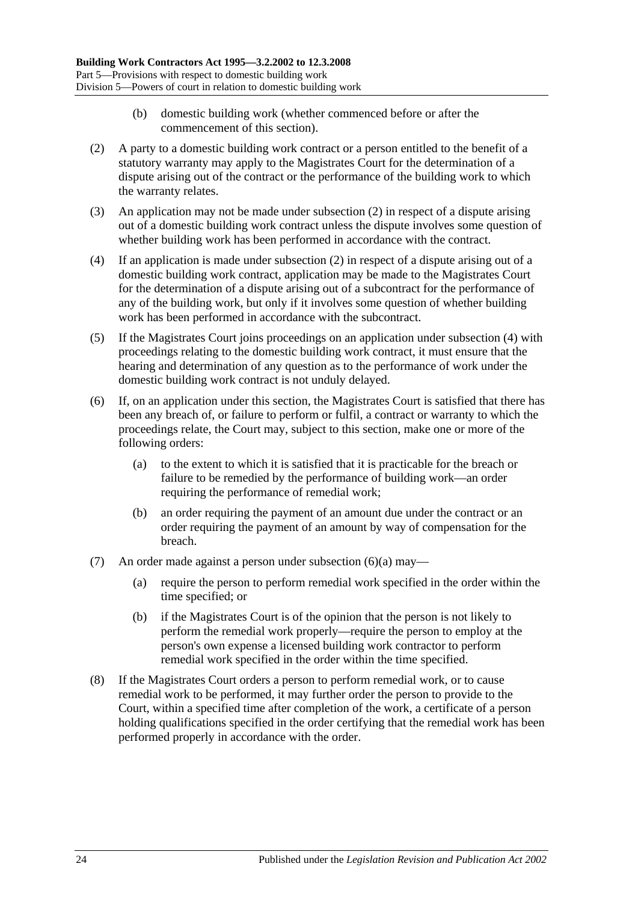(b) domestic building work (whether commenced before or after the commencement of this section).

(2) A party to a domestic building work contract or a person entitled to the benefit of a statutory warranty may apply to the Magistrates Court for the determination of a dispute arising out of the contract or the performance of the building work to which the warranty relates.

(3) An application may not be made under subsection (2) in respect of a dispute arising out of a domestic building work contract unless the dispute involves some question of whether building work has been performed in accordance with the contract.

(4) If an application is made under subsection (2) in respect of a dispute arising out of a domestic building work contract, application may be made to the Magistrates Court for the determination of a dispute arising out of a subcontract for the performance of any of the building work, but only if it involves some question of whether building work has been performed in accordance with the subcontract.

(5) If the Magistrates Court joins proceedings on an application under subsection (4) with proceedings relating to the domestic building work contract, it must ensure that the hearing and determination of any question as to the performance of work under the domestic building work contract is not unduly delayed.

(6) If, on an application under this section, the Magistrates Court is satisfied that there has been any breach of, or failure to perform or fulfil, a contract or warranty to which the proceedings relate, the Court may, subject to this section, make one or more of the following orders:

(a) to the extent to which it is satisfied that it is practicable for the breach or failure to be remedied by the performance of building work—an order requiring the performance of remedial work;

(b) an order requiring the payment of an amount due under the contract or an order requiring the payment of an amount by way of compensation for the breach.

(7) An order made against a person under subsection (6)(a) may—

(a) require the person to perform remedial work specified in the order within the time specified; or

(b) if the Magistrates Court is of the opinion that the person is not likely to perform the remedial work properly—require the person to employ at the person's own expense a licensed building work contractor to perform remedial work specified in the order within the time specified.

(8) If the Magistrates Court orders a person to perform remedial work, or to cause remedial work to be performed, it may further order the person to provide to the Court, within a specified time after completion of the work, a certificate of a person holding qualifications specified in the order certifying that the remedial work has been performed properly in accordance with the order.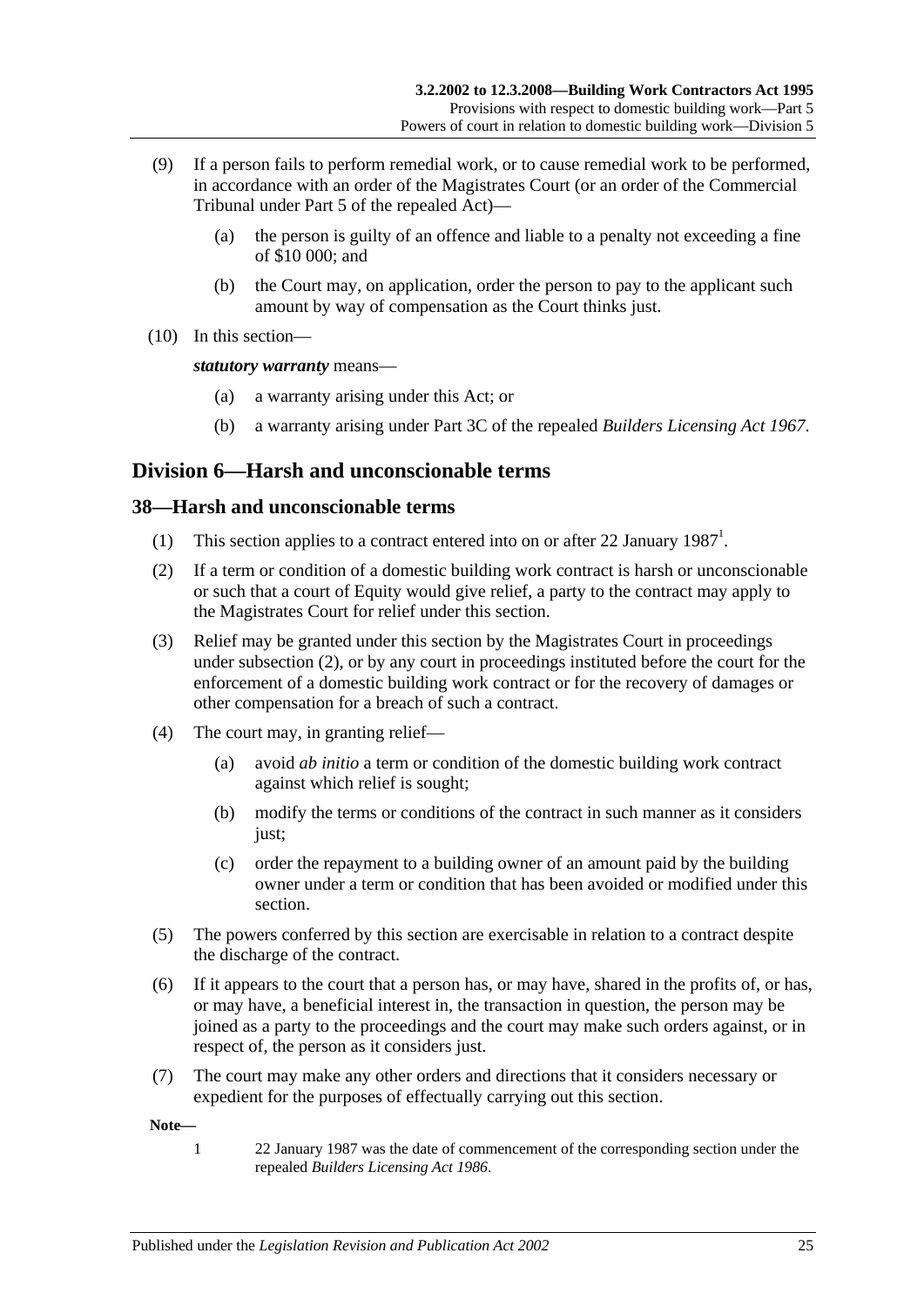(9) If a person fails to perform remedial work, or to cause remedial work to be performed, in accordance with an order of the Magistrates Court (or an order of the Commercial Tribunal under Part 5 of the repealed Act)—

(a) the person is guilty of an offence and liable to a penalty not exceeding a fine of $10 000; and

(b) the Court may, on application, order the person to pay to the applicant such amount by way of compensation as the Court thinks just.

(10) In this section—

***statutory warranty*** means—

(a) a warranty arising under this Act; or

(b) a warranty arising under Part 3C of the repealed *Builders Licensing Act 1967*.

## Division 6—Harsh and unconscionable terms

### 38—Harsh and unconscionable terms

(1) This section applies to a contract entered into on or after 22 January 1987[1].

(2) If a term or condition of a domestic building work contract is harsh or unconscionable or such that a court of Equity would give relief, a party to the contract may apply to the Magistrates Court for relief under this section.

(3) Relief may be granted under this section by the Magistrates Court in proceedings under subsection (2), or by any court in proceedings instituted before the court for the enforcement of a domestic building work contract or for the recovery of damages or other compensation for a breach of such a contract.

(4) The court may, in granting relief—

(a) avoid *ab initio* a term or condition of the domestic building work contract against which relief is sought;

(b) modify the terms or conditions of the contract in such manner as it considers just;

(c) order the repayment to a building owner of an amount paid by the building owner under a term or condition that has been avoided or modified under this section.

(5) The powers conferred by this section are exercisable in relation to a contract despite the discharge of the contract.

(6) If it appears to the court that a person has, or may have, shared in the profits of, or has, or may have, a beneficial interest in, the transaction in question, the person may be joined as a party to the proceedings and the court may make such orders against, or in respect of, the person as it considers just.

(7) The court may make any other orders and directions that it considers necessary or expedient for the purposes of effectually carrying out this section.

**Note—**

1 22 January 1987 was the date of commencement of the corresponding section under the repealed *Builders Licensing Act 1986*.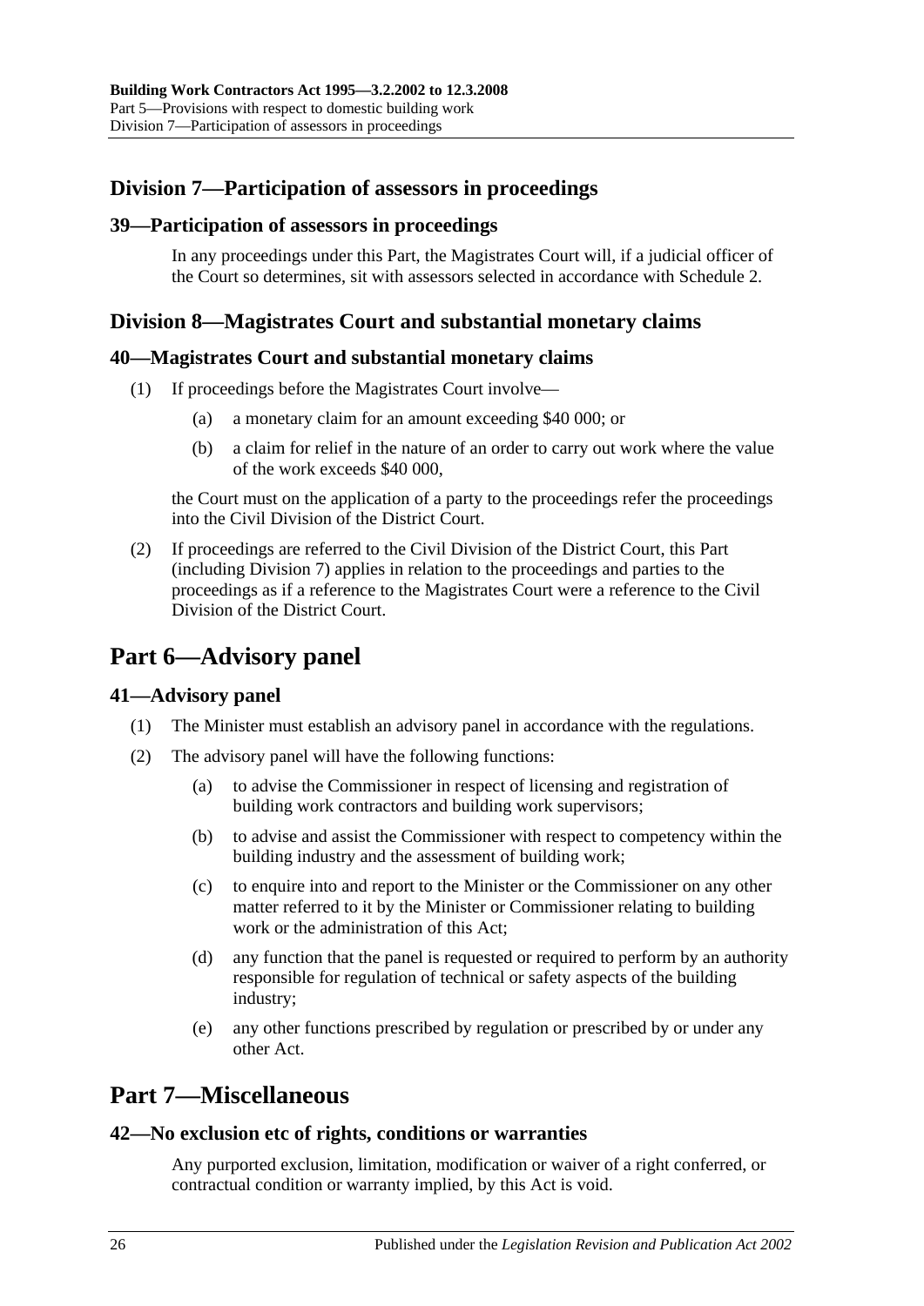## Division 7—Participation of assessors in proceedings

### 39—Participation of assessors in proceedings

In any proceedings under this Part, the Magistrates Court will, if a judicial officer of the Court so determines, sit with assessors selected in accordance with Schedule 2.

## Division 8—Magistrates Court and substantial monetary claims

### 40—Magistrates Court and substantial monetary claims

(1) If proceedings before the Magistrates Court involve—

(a) a monetary claim for an amount exceeding $40 000; or

(b) a claim for relief in the nature of an order to carry out work where the value of the work exceeds $40 000,

the Court must on the application of a party to the proceedings refer the proceedings into the Civil Division of the District Court.

(2) If proceedings are referred to the Civil Division of the District Court, this Part (including Division 7) applies in relation to the proceedings and parties to the proceedings as if a reference to the Magistrates Court were a reference to the Civil Division of the District Court.

# Part 6—Advisory panel

### 41—Advisory panel

(1) The Minister must establish an advisory panel in accordance with the regulations.

(2) The advisory panel will have the following functions:

(a) to advise the Commissioner in respect of licensing and registration of building work contractors and building work supervisors;

(b) to advise and assist the Commissioner with respect to competency within the building industry and the assessment of building work;

(c) to enquire into and report to the Minister or the Commissioner on any other matter referred to it by the Minister or Commissioner relating to building work or the administration of this Act;

(d) any function that the panel is requested or required to perform by an authority responsible for regulation of technical or safety aspects of the building industry;

(e) any other functions prescribed by regulation or prescribed by or under any other Act.

# Part 7—Miscellaneous

### 42—No exclusion etc of rights, conditions or warranties

Any purported exclusion, limitation, modification or waiver of a right conferred, or contractual condition or warranty implied, by this Act is void.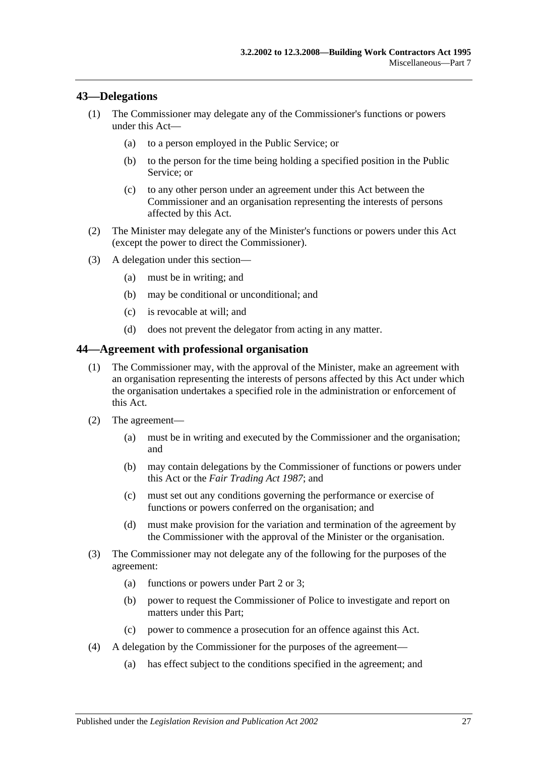## 43—Delegations

(1) The Commissioner may delegate any of the Commissioner's functions or powers under this Act—

(a) to a person employed in the Public Service; or

(b) to the person for the time being holding a specified position in the Public Service; or

(c) to any other person under an agreement under this Act between the Commissioner and an organisation representing the interests of persons affected by this Act.

(2) The Minister may delegate any of the Minister's functions or powers under this Act (except the power to direct the Commissioner).

(3) A delegation under this section—

(a) must be in writing; and

(b) may be conditional or unconditional; and

(c) is revocable at will; and

(d) does not prevent the delegator from acting in any matter.

## 44—Agreement with professional organisation

(1) The Commissioner may, with the approval of the Minister, make an agreement with an organisation representing the interests of persons affected by this Act under which the organisation undertakes a specified role in the administration or enforcement of this Act.

(2) The agreement—

(a) must be in writing and executed by the Commissioner and the organisation; and

(b) may contain delegations by the Commissioner of functions or powers under this Act or the *Fair Trading Act 1987*; and

(c) must set out any conditions governing the performance or exercise of functions or powers conferred on the organisation; and

(d) must make provision for the variation and termination of the agreement by the Commissioner with the approval of the Minister or the organisation.

(3) The Commissioner may not delegate any of the following for the purposes of the agreement:

(a) functions or powers under Part 2 or 3;

(b) power to request the Commissioner of Police to investigate and report on matters under this Part;

(c) power to commence a prosecution for an offence against this Act.

(4) A delegation by the Commissioner for the purposes of the agreement—

(a) has effect subject to the conditions specified in the agreement; and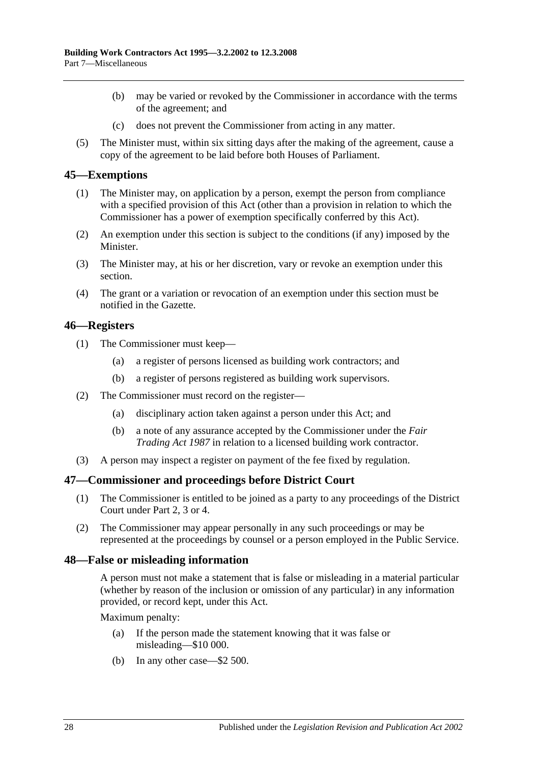(b) may be varied or revoked by the Commissioner in accordance with the terms of the agreement; and

(c) does not prevent the Commissioner from acting in any matter.

(5) The Minister must, within six sitting days after the making of the agreement, cause a copy of the agreement to be laid before both Houses of Parliament.

## 45—Exemptions

(1) The Minister may, on application by a person, exempt the person from compliance with a specified provision of this Act (other than a provision in relation to which the Commissioner has a power of exemption specifically conferred by this Act).

(2) An exemption under this section is subject to the conditions (if any) imposed by the Minister.

(3) The Minister may, at his or her discretion, vary or revoke an exemption under this section.

(4) The grant or a variation or revocation of an exemption under this section must be notified in the Gazette.

## 46—Registers

(1) The Commissioner must keep—

(a) a register of persons licensed as building work contractors; and

(b) a register of persons registered as building work supervisors.

(2) The Commissioner must record on the register—

(a) disciplinary action taken against a person under this Act; and

(b) a note of any assurance accepted by the Commissioner under the *Fair Trading Act 1987* in relation to a licensed building work contractor.

(3) A person may inspect a register on payment of the fee fixed by regulation.

## 47—Commissioner and proceedings before District Court

(1) The Commissioner is entitled to be joined as a party to any proceedings of the District Court under Part 2, 3 or 4.

(2) The Commissioner may appear personally in any such proceedings or may be represented at the proceedings by counsel or a person employed in the Public Service.

## 48—False or misleading information

A person must not make a statement that is false or misleading in a material particular (whether by reason of the inclusion or omission of any particular) in any information provided, or record kept, under this Act.

Maximum penalty:

(a) If the person made the statement knowing that it was false or misleading—$10 000.

(b) In any other case—$2 500.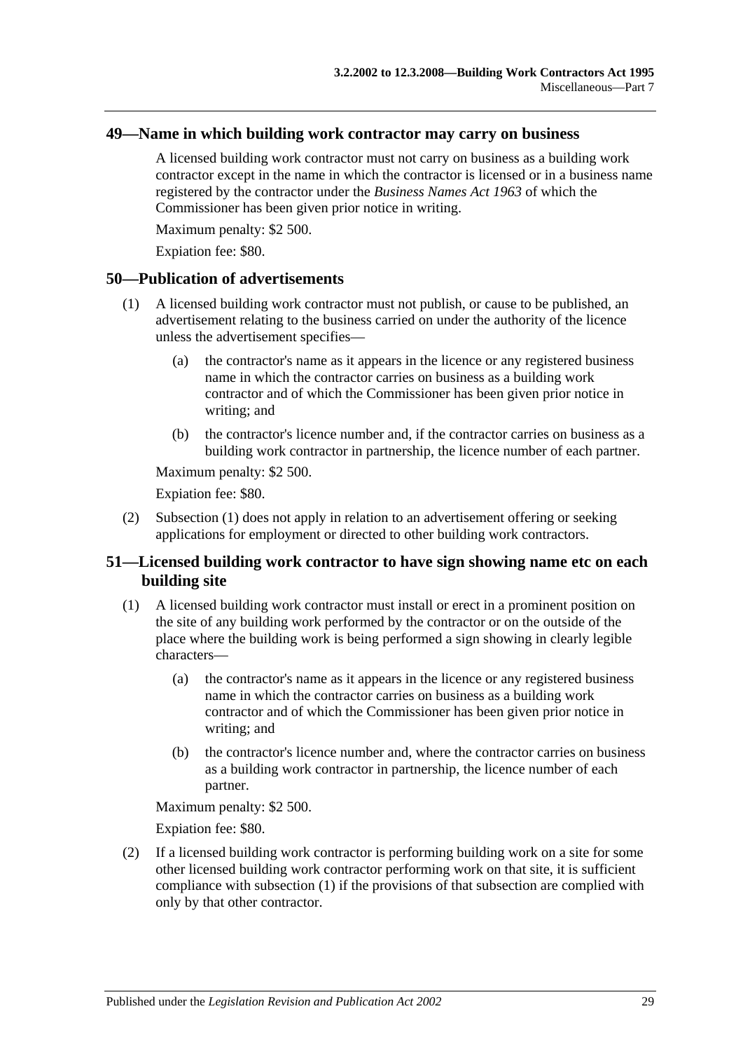## 49—Name in which building work contractor may carry on business

A licensed building work contractor must not carry on business as a building work contractor except in the name in which the contractor is licensed or in a business name registered by the contractor under the *Business Names Act 1963* of which the Commissioner has been given prior notice in writing.

Maximum penalty: $2 500.

Expiation fee: $80.

## 50—Publication of advertisements

(1) A licensed building work contractor must not publish, or cause to be published, an advertisement relating to the business carried on under the authority of the licence unless the advertisement specifies—

(a) the contractor's name as it appears in the licence or any registered business name in which the contractor carries on business as a building work contractor and of which the Commissioner has been given prior notice in writing; and

(b) the contractor's licence number and, if the contractor carries on business as a building work contractor in partnership, the licence number of each partner.

Maximum penalty: $2 500.

Expiation fee: $80.

(2) Subsection (1) does not apply in relation to an advertisement offering or seeking applications for employment or directed to other building work contractors.

## 51—Licensed building work contractor to have sign showing name etc on each building site

(1) A licensed building work contractor must install or erect in a prominent position on the site of any building work performed by the contractor or on the outside of the place where the building work is being performed a sign showing in clearly legible characters—

(a) the contractor's name as it appears in the licence or any registered business name in which the contractor carries on business as a building work contractor and of which the Commissioner has been given prior notice in writing; and

(b) the contractor's licence number and, where the contractor carries on business as a building work contractor in partnership, the licence number of each partner.

Maximum penalty: $2 500.

Expiation fee: $80.

(2) If a licensed building work contractor is performing building work on a site for some other licensed building work contractor performing work on that site, it is sufficient compliance with subsection (1) if the provisions of that subsection are complied with only by that other contractor.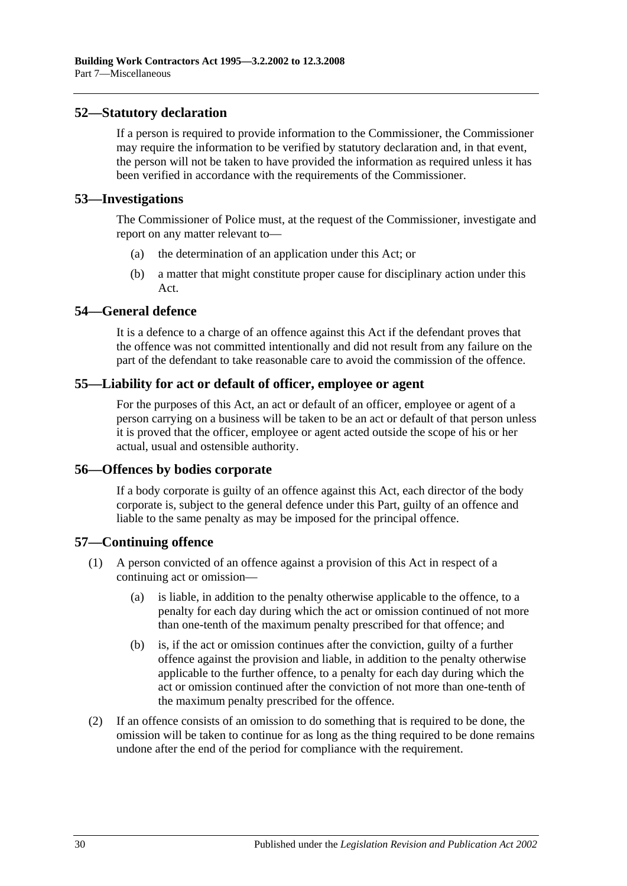## 52—Statutory declaration

If a person is required to provide information to the Commissioner, the Commissioner may require the information to be verified by statutory declaration and, in that event, the person will not be taken to have provided the information as required unless it has been verified in accordance with the requirements of the Commissioner.

## 53—Investigations

The Commissioner of Police must, at the request of the Commissioner, investigate and report on any matter relevant to—

(a) the determination of an application under this Act; or

(b) a matter that might constitute proper cause for disciplinary action under this Act.

## 54—General defence

It is a defence to a charge of an offence against this Act if the defendant proves that the offence was not committed intentionally and did not result from any failure on the part of the defendant to take reasonable care to avoid the commission of the offence.

## 55—Liability for act or default of officer, employee or agent

For the purposes of this Act, an act or default of an officer, employee or agent of a person carrying on a business will be taken to be an act or default of that person unless it is proved that the officer, employee or agent acted outside the scope of his or her actual, usual and ostensible authority.

## 56—Offences by bodies corporate

If a body corporate is guilty of an offence against this Act, each director of the body corporate is, subject to the general defence under this Part, guilty of an offence and liable to the same penalty as may be imposed for the principal offence.

## 57—Continuing offence

(1) A person convicted of an offence against a provision of this Act in respect of a continuing act or omission—

(a) is liable, in addition to the penalty otherwise applicable to the offence, to a penalty for each day during which the act or omission continued of not more than one-tenth of the maximum penalty prescribed for that offence; and

(b) is, if the act or omission continues after the conviction, guilty of a further offence against the provision and liable, in addition to the penalty otherwise applicable to the further offence, to a penalty for each day during which the act or omission continued after the conviction of not more than one-tenth of the maximum penalty prescribed for the offence.

(2) If an offence consists of an omission to do something that is required to be done, the omission will be taken to continue for as long as the thing required to be done remains undone after the end of the period for compliance with the requirement.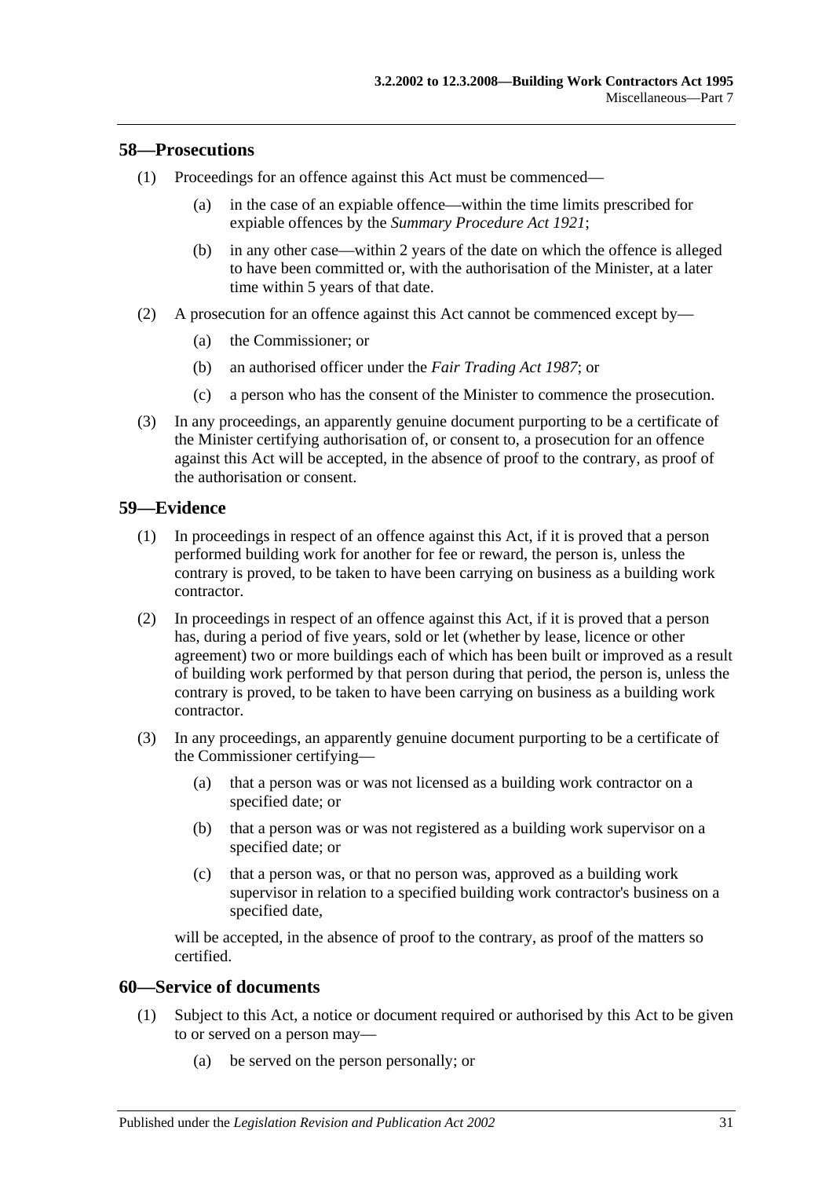## 58—Prosecutions

(1) Proceedings for an offence against this Act must be commenced—

(a) in the case of an expiable offence—within the time limits prescribed for expiable offences by the *Summary Procedure Act 1921*;

(b) in any other case—within 2 years of the date on which the offence is alleged to have been committed or, with the authorisation of the Minister, at a later time within 5 years of that date.

(2) A prosecution for an offence against this Act cannot be commenced except by—

(a) the Commissioner; or

(b) an authorised officer under the *Fair Trading Act 1987*; or

(c) a person who has the consent of the Minister to commence the prosecution.

(3) In any proceedings, an apparently genuine document purporting to be a certificate of the Minister certifying authorisation of, or consent to, a prosecution for an offence against this Act will be accepted, in the absence of proof to the contrary, as proof of the authorisation or consent.

## 59—Evidence

(1) In proceedings in respect of an offence against this Act, if it is proved that a person performed building work for another for fee or reward, the person is, unless the contrary is proved, to be taken to have been carrying on business as a building work contractor.

(2) In proceedings in respect of an offence against this Act, if it is proved that a person has, during a period of five years, sold or let (whether by lease, licence or other agreement) two or more buildings each of which has been built or improved as a result of building work performed by that person during that period, the person is, unless the contrary is proved, to be taken to have been carrying on business as a building work contractor.

(3) In any proceedings, an apparently genuine document purporting to be a certificate of the Commissioner certifying—

(a) that a person was or was not licensed as a building work contractor on a specified date; or

(b) that a person was or was not registered as a building work supervisor on a specified date; or

(c) that a person was, or that no person was, approved as a building work supervisor in relation to a specified building work contractor's business on a specified date,

will be accepted, in the absence of proof to the contrary, as proof of the matters so certified.

## 60—Service of documents

(1) Subject to this Act, a notice or document required or authorised by this Act to be given to or served on a person may—

(a) be served on the person personally; or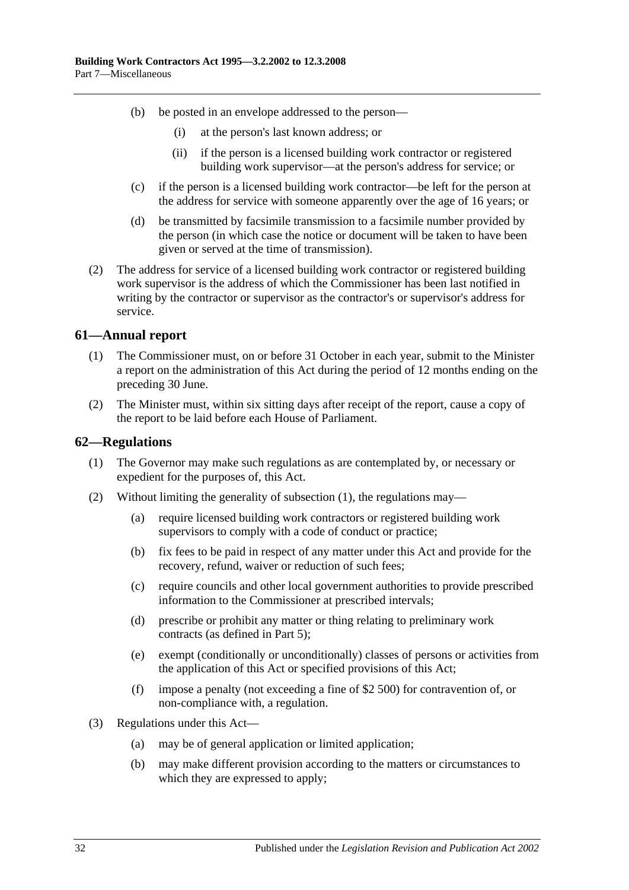(b) be posted in an envelope addressed to the person—

(i) at the person's last known address; or

(ii) if the person is a licensed building work contractor or registered building work supervisor—at the person's address for service; or

(c) if the person is a licensed building work contractor—be left for the person at the address for service with someone apparently over the age of 16 years; or

(d) be transmitted by facsimile transmission to a facsimile number provided by the person (in which case the notice or document will be taken to have been given or served at the time of transmission).

(2) The address for service of a licensed building work contractor or registered building work supervisor is the address of which the Commissioner has been last notified in writing by the contractor or supervisor as the contractor's or supervisor's address for service.

## 61—Annual report

(1) The Commissioner must, on or before 31 October in each year, submit to the Minister a report on the administration of this Act during the period of 12 months ending on the preceding 30 June.

(2) The Minister must, within six sitting days after receipt of the report, cause a copy of the report to be laid before each House of Parliament.

## 62—Regulations

(1) The Governor may make such regulations as are contemplated by, or necessary or expedient for the purposes of, this Act.

(2) Without limiting the generality of subsection (1), the regulations may—

(a) require licensed building work contractors or registered building work supervisors to comply with a code of conduct or practice;

(b) fix fees to be paid in respect of any matter under this Act and provide for the recovery, refund, waiver or reduction of such fees;

(c) require councils and other local government authorities to provide prescribed information to the Commissioner at prescribed intervals;

(d) prescribe or prohibit any matter or thing relating to preliminary work contracts (as defined in Part 5);

(e) exempt (conditionally or unconditionally) classes of persons or activities from the application of this Act or specified provisions of this Act;

(f) impose a penalty (not exceeding a fine of $2 500) for contravention of, or non-compliance with, a regulation.

(3) Regulations under this Act—

(a) may be of general application or limited application;

(b) may make different provision according to the matters or circumstances to which they are expressed to apply;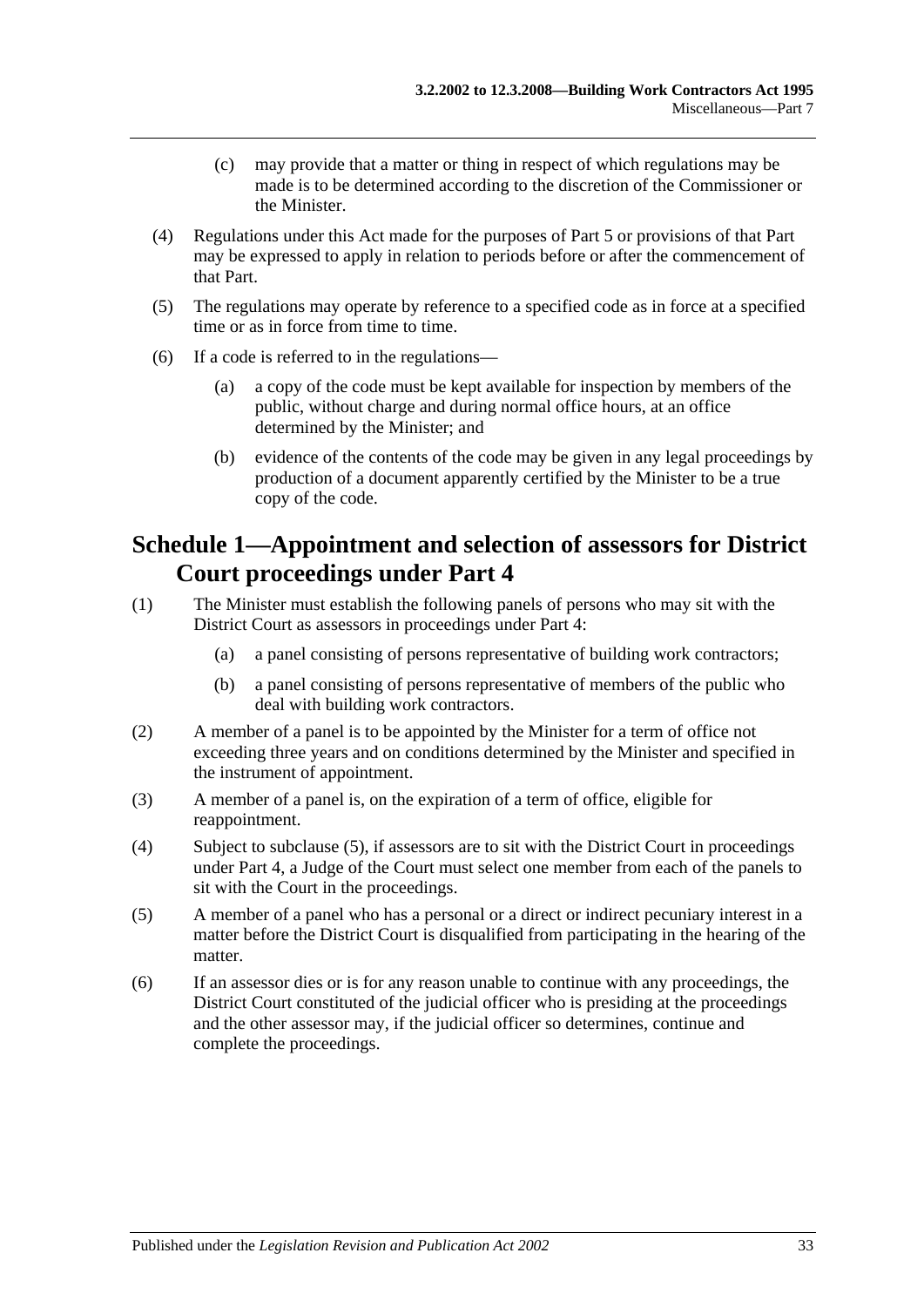(c) may provide that a matter or thing in respect of which regulations may be made is to be determined according to the discretion of the Commissioner or the Minister.

(4) Regulations under this Act made for the purposes of Part 5 or provisions of that Part may be expressed to apply in relation to periods before or after the commencement of that Part.

(5) The regulations may operate by reference to a specified code as in force at a specified time or as in force from time to time.

(6) If a code is referred to in the regulations—

(a) a copy of the code must be kept available for inspection by members of the public, without charge and during normal office hours, at an office determined by the Minister; and

(b) evidence of the contents of the code may be given in any legal proceedings by production of a document apparently certified by the Minister to be a true copy of the code.

# Schedule 1—Appointment and selection of assessors for District Court proceedings under Part 4

(1) The Minister must establish the following panels of persons who may sit with the District Court as assessors in proceedings under Part 4:

(a) a panel consisting of persons representative of building work contractors;

(b) a panel consisting of persons representative of members of the public who deal with building work contractors.

(2) A member of a panel is to be appointed by the Minister for a term of office not exceeding three years and on conditions determined by the Minister and specified in the instrument of appointment.

(3) A member of a panel is, on the expiration of a term of office, eligible for reappointment.

(4) Subject to subclause (5), if assessors are to sit with the District Court in proceedings under Part 4, a Judge of the Court must select one member from each of the panels to sit with the Court in the proceedings.

(5) A member of a panel who has a personal or a direct or indirect pecuniary interest in a matter before the District Court is disqualified from participating in the hearing of the matter.

(6) If an assessor dies or is for any reason unable to continue with any proceedings, the District Court constituted of the judicial officer who is presiding at the proceedings and the other assessor may, if the judicial officer so determines, continue and complete the proceedings.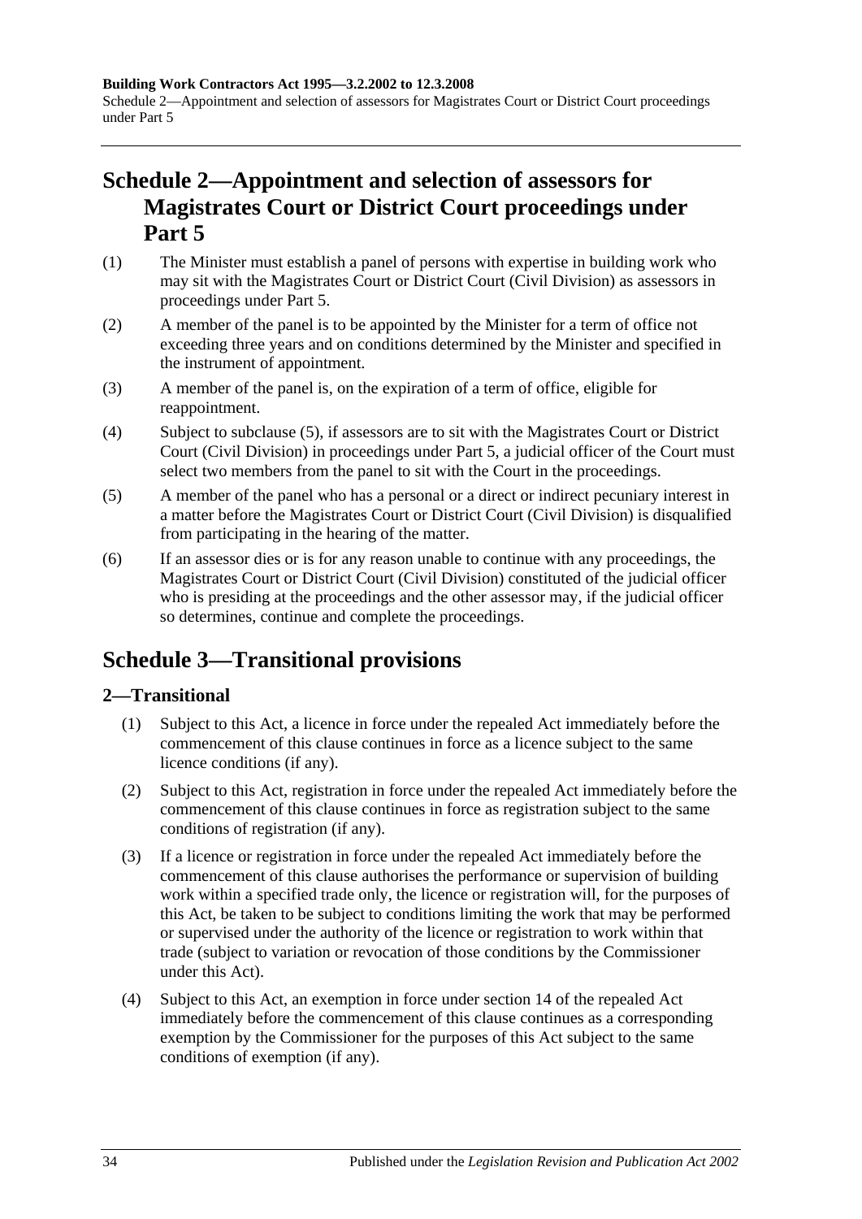## Schedule 2—Appointment and selection of assessors for Magistrates Court or District Court proceedings under Part 5

(1) The Minister must establish a panel of persons with expertise in building work who may sit with the Magistrates Court or District Court (Civil Division) as assessors in proceedings under Part 5.

(2) A member of the panel is to be appointed by the Minister for a term of office not exceeding three years and on conditions determined by the Minister and specified in the instrument of appointment.

(3) A member of the panel is, on the expiration of a term of office, eligible for reappointment.

(4) Subject to subclause (5), if assessors are to sit with the Magistrates Court or District Court (Civil Division) in proceedings under Part 5, a judicial officer of the Court must select two members from the panel to sit with the Court in the proceedings.

(5) A member of the panel who has a personal or a direct or indirect pecuniary interest in a matter before the Magistrates Court or District Court (Civil Division) is disqualified from participating in the hearing of the matter.

(6) If an assessor dies or is for any reason unable to continue with any proceedings, the Magistrates Court or District Court (Civil Division) constituted of the judicial officer who is presiding at the proceedings and the other assessor may, if the judicial officer so determines, continue and complete the proceedings.

## Schedule 3—Transitional provisions

### 2—Transitional

(1) Subject to this Act, a licence in force under the repealed Act immediately before the commencement of this clause continues in force as a licence subject to the same licence conditions (if any).

(2) Subject to this Act, registration in force under the repealed Act immediately before the commencement of this clause continues in force as registration subject to the same conditions of registration (if any).

(3) If a licence or registration in force under the repealed Act immediately before the commencement of this clause authorises the performance or supervision of building work within a specified trade only, the licence or registration will, for the purposes of this Act, be taken to be subject to conditions limiting the work that may be performed or supervised under the authority of the licence or registration to work within that trade (subject to variation or revocation of those conditions by the Commissioner under this Act).

(4) Subject to this Act, an exemption in force under section 14 of the repealed Act immediately before the commencement of this clause continues as a corresponding exemption by the Commissioner for the purposes of this Act subject to the same conditions of exemption (if any).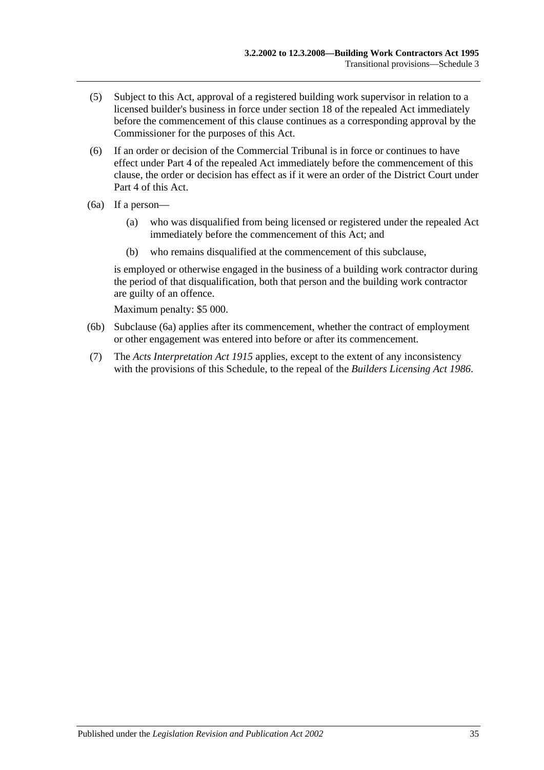(5) Subject to this Act, approval of a registered building work supervisor in relation to a licensed builder's business in force under section 18 of the repealed Act immediately before the commencement of this clause continues as a corresponding approval by the Commissioner for the purposes of this Act.

(6) If an order or decision of the Commercial Tribunal is in force or continues to have effect under Part 4 of the repealed Act immediately before the commencement of this clause, the order or decision has effect as if it were an order of the District Court under Part 4 of this Act.

(6a) If a person—

(a) who was disqualified from being licensed or registered under the repealed Act immediately before the commencement of this Act; and

(b) who remains disqualified at the commencement of this subclause,

is employed or otherwise engaged in the business of a building work contractor during the period of that disqualification, both that person and the building work contractor are guilty of an offence.

Maximum penalty: $5 000.

(6b) Subclause (6a) applies after its commencement, whether the contract of employment or other engagement was entered into before or after its commencement.

(7) The *Acts Interpretation Act 1915* applies, except to the extent of any inconsistency with the provisions of this Schedule, to the repeal of the *Builders Licensing Act 1986*.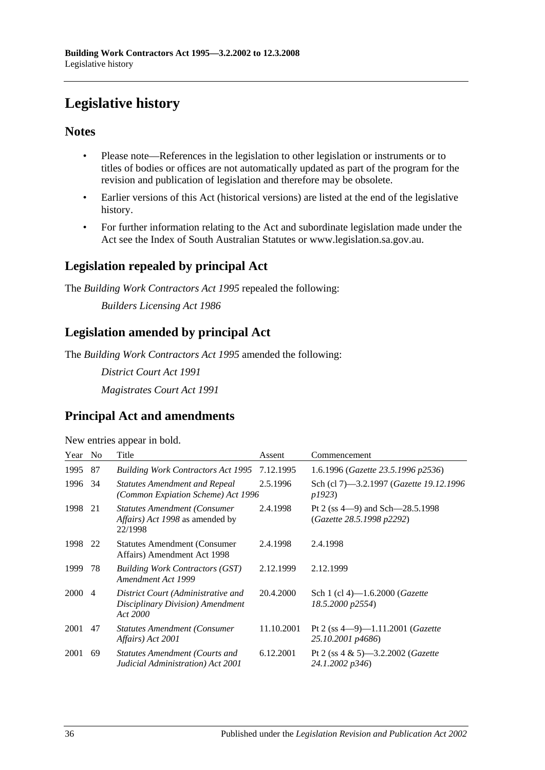# Legislative history

## Notes

- Please note—References in the legislation to other legislation or instruments or to titles of bodies or offices are not automatically updated as part of the program for the revision and publication of legislation and therefore may be obsolete.
- Earlier versions of this Act (historical versions) are listed at the end of the legislative history.
- For further information relating to the Act and subordinate legislation made under the Act see the Index of South Australian Statutes or www.legislation.sa.gov.au.

## Legislation repealed by principal Act

The *Building Work Contractors Act 1995* repealed the following:

*Builders Licensing Act 1986*

## Legislation amended by principal Act

The *Building Work Contractors Act 1995* amended the following:

*District Court Act 1991*

*Magistrates Court Act 1991*

## Principal Act and amendments

New entries appear in bold.

| Year | No | Title | Assent | Commencement |
|---|---|---|---|---|
| 1995 | 87 | *Building Work Contractors Act 1995* | 7.12.1995 | 1.6.1996 (*Gazette 23.5.1996 p2536*) |
| 1996 | 34 | *Statutes Amendment and Repeal (Common Expiation Scheme) Act 1996* | 2.5.1996 | Sch (cl 7)—3.2.1997 (*Gazette 19.12.1996 p1923*) |
| 1998 | 21 | *Statutes Amendment (Consumer Affairs) Act 1998* as amended by 22/1998 | 2.4.1998 | Pt 2 (ss 4—9) and Sch—28.5.1998 (*Gazette 28.5.1998 p2292*) |
| 1998 | 22 | Statutes Amendment (Consumer Affairs) Amendment Act 1998 | 2.4.1998 | 2.4.1998 |
| 1999 | 78 | *Building Work Contractors (GST) Amendment Act 1999* | 2.12.1999 | 2.12.1999 |
| 2000 | 4 | *District Court (Administrative and Disciplinary Division) Amendment Act 2000* | 20.4.2000 | Sch 1 (cl 4)—1.6.2000 (*Gazette 18.5.2000 p2554*) |
| 2001 | 47 | *Statutes Amendment (Consumer Affairs) Act 2001* | 11.10.2001 | Pt 2 (ss 4—9)—1.11.2001 (*Gazette 25.10.2001 p4686*) |
| 2001 | 69 | *Statutes Amendment (Courts and Judicial Administration) Act 2001* | 6.12.2001 | Pt 2 (ss 4 & 5)—3.2.2002 (*Gazette 24.1.2002 p346*) |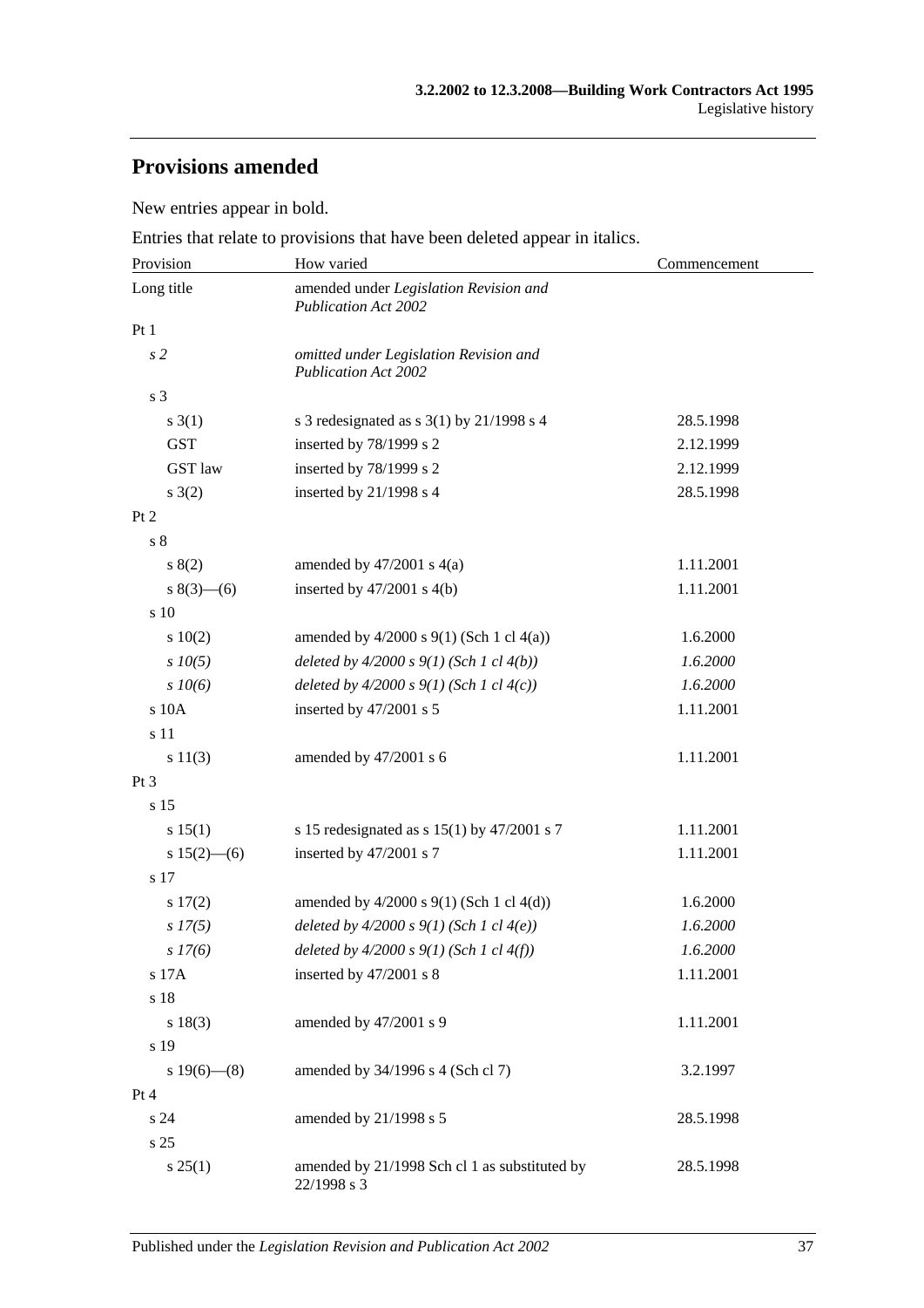## Provisions amended

New entries appear in bold.

Entries that relate to provisions that have been deleted appear in italics.

| Provision | How varied | Commencement |
|---|---|---|
| Long title | amended under *Legislation Revision and Publication Act 2002* | |
| Pt 1 | | |
| *s 2* | *omitted under Legislation Revision and Publication Act 2002* | |
| s 3 | | |
| s 3(1) | s 3 redesignated as s 3(1) by 21/1998 s 4 | 28.5.1998 |
| GST | inserted by 78/1999 s 2 | 2.12.1999 |
| GST law | inserted by 78/1999 s 2 | 2.12.1999 |
| s 3(2) | inserted by 21/1998 s 4 | 28.5.1998 |
| Pt 2 | | |
| s 8 | | |
| s 8(2) | amended by 47/2001 s 4(a) | 1.11.2001 |
| s 8(3)—(6) | inserted by 47/2001 s 4(b) | 1.11.2001 |
| s 10 | | |
| s 10(2) | amended by 4/2000 s 9(1) (Sch 1 cl 4(a)) | 1.6.2000 |
| *s 10(5)* | *deleted by 4/2000 s 9(1) (Sch 1 cl 4(b))* | *1.6.2000* |
| *s 10(6)* | *deleted by 4/2000 s 9(1) (Sch 1 cl 4(c))* | *1.6.2000* |
| s 10A | inserted by 47/2001 s 5 | 1.11.2001 |
| s 11 | | |
| s 11(3) | amended by 47/2001 s 6 | 1.11.2001 |
| Pt 3 | | |
| s 15 | | |
| s 15(1) | s 15 redesignated as s 15(1) by 47/2001 s 7 | 1.11.2001 |
| s 15(2)—(6) | inserted by 47/2001 s 7 | 1.11.2001 |
| s 17 | | |
| s 17(2) | amended by 4/2000 s 9(1) (Sch 1 cl 4(d)) | 1.6.2000 |
| *s 17(5)* | *deleted by 4/2000 s 9(1) (Sch 1 cl 4(e))* | *1.6.2000* |
| *s 17(6)* | *deleted by 4/2000 s 9(1) (Sch 1 cl 4(f))* | *1.6.2000* |
| s 17A | inserted by 47/2001 s 8 | 1.11.2001 |
| s 18 | | |
| s 18(3) | amended by 47/2001 s 9 | 1.11.2001 |
| s 19 | | |
| s 19(6)—(8) | amended by 34/1996 s 4 (Sch cl 7) | 3.2.1997 |
| Pt 4 | | |
| s 24 | amended by 21/1998 s 5 | 28.5.1998 |
| s 25 | | |
| s 25(1) | amended by 21/1998 Sch cl 1 as substituted by 22/1998 s 3 | 28.5.1998 |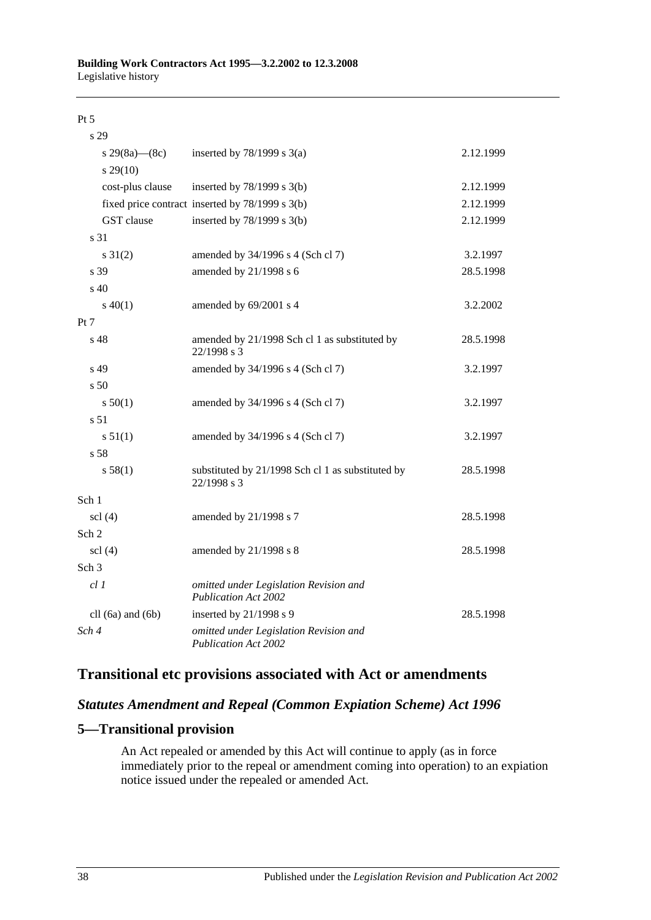| | | |
|---|---|---|
| Pt 5 | | |
| s 29 | | |
| s 29(8a)—(8c) | inserted by 78/1999 s 3(a) | 2.12.1999 |
| s 29(10) | | |
| cost-plus clause | inserted by 78/1999 s 3(b) | 2.12.1999 |
| fixed price contract | inserted by 78/1999 s 3(b) | 2.12.1999 |
| GST clause | inserted by 78/1999 s 3(b) | 2.12.1999 |
| s 31 | | |
| s 31(2) | amended by 34/1996 s 4 (Sch cl 7) | 3.2.1997 |
| s 39 | amended by 21/1998 s 6 | 28.5.1998 |
| s 40 | | |
| s 40(1) | amended by 69/2001 s 4 | 3.2.2002 |
| Pt 7 | | |
| s 48 | amended by 21/1998 Sch cl 1 as substituted by 22/1998 s 3 | 28.5.1998 |
| s 49 | amended by 34/1996 s 4 (Sch cl 7) | 3.2.1997 |
| s 50 | | |
| s 50(1) | amended by 34/1996 s 4 (Sch cl 7) | 3.2.1997 |
| s 51 | | |
| s 51(1) | amended by 34/1996 s 4 (Sch cl 7) | 3.2.1997 |
| s 58 | | |
| s 58(1) | substituted by 21/1998 Sch cl 1 as substituted by 22/1998 s 3 | 28.5.1998 |
| Sch 1 | | |
| scl (4) | amended by 21/1998 s 7 | 28.5.1998 |
| Sch 2 | | |
| scl (4) | amended by 21/1998 s 8 | 28.5.1998 |
| Sch 3 | | |
| *cl 1* | *omitted under Legislation Revision and Publication Act 2002* | |
| cll (6a) and (6b) | inserted by 21/1998 s 9 | 28.5.1998 |
| *Sch 4* | *omitted under Legislation Revision and Publication Act 2002* | |

## Transitional etc provisions associated with Act or amendments

### *Statutes Amendment and Repeal (Common Expiation Scheme) Act 1996*

### 5—Transitional provision

An Act repealed or amended by this Act will continue to apply (as in force immediately prior to the repeal or amendment coming into operation) to an expiation notice issued under the repealed or amended Act.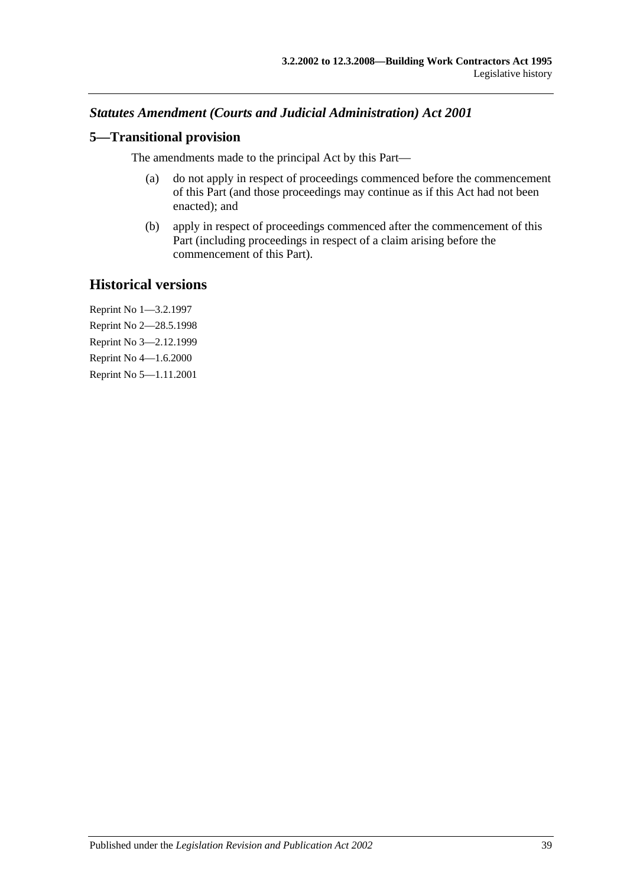### *Statutes Amendment (Courts and Judicial Administration) Act 2001*

## 5—Transitional provision

The amendments made to the principal Act by this Part—

(a) do not apply in respect of proceedings commenced before the commencement of this Part (and those proceedings may continue as if this Act had not been enacted); and

(b) apply in respect of proceedings commenced after the commencement of this Part (including proceedings in respect of a claim arising before the commencement of this Part).

# Historical versions

Reprint No 1—3.2.1997

Reprint No 2—28.5.1998

Reprint No 3—2.12.1999

Reprint No 4—1.6.2000

Reprint No 5—1.11.2001